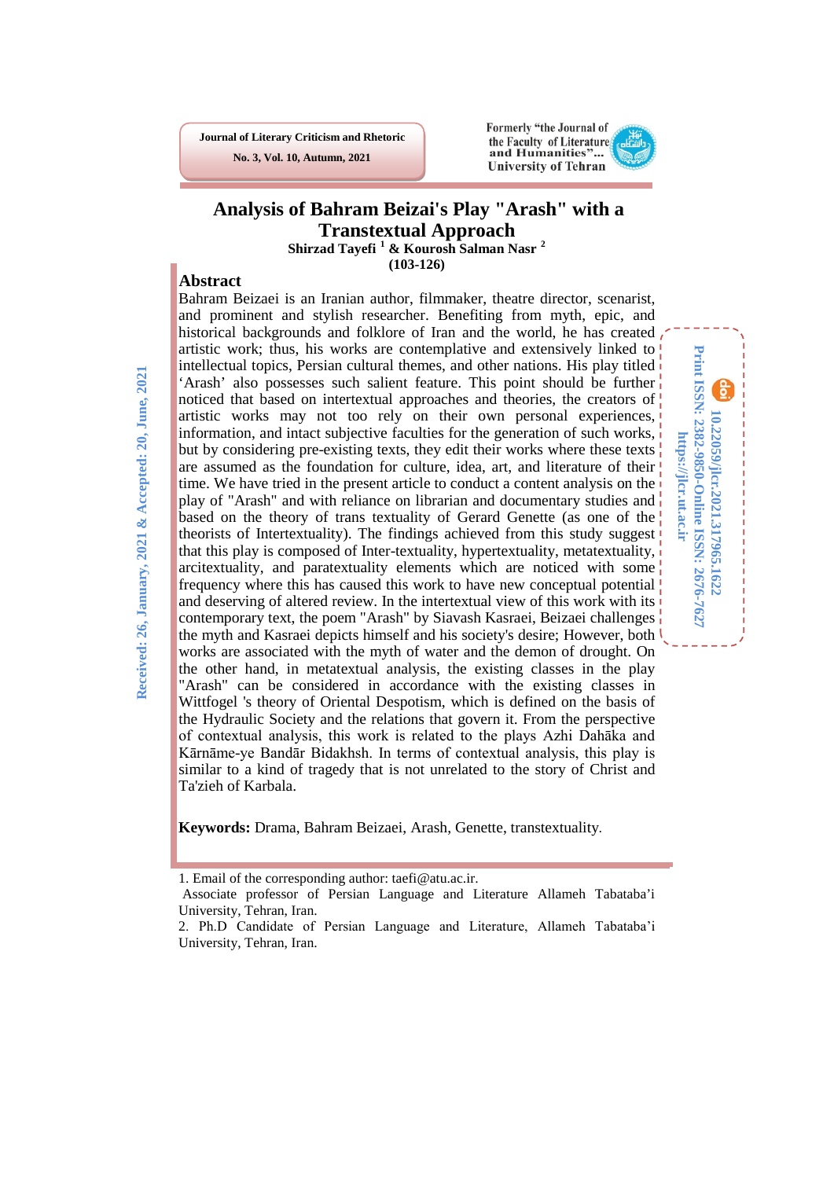Journal of Literary Criticism and Rhetoric

No. 3, Vol. 10, Autumn, 2021

Formerly "the Journal of the Faculty of Literature and Humanities"... University of Tehran

# Analysis of Bahram Beizai's Play "Arash" with a Transtextual Approach

**Shirzad Tayefi [1] & Kourosh Salman Nasr [2]**

**(103-126)**

Received: 26, January, 2021 & Accepted: 20, June, 2021

10.22059/jlcr.2021.317965.1622

Print ISSN: 2382-9850-Online ISSN: 2676-7627

https://jlcr.ut.ac.ir

## Abstract

Bahram Beizaei is an Iranian author, filmmaker, theatre director, scenarist, and prominent and stylish researcher. Benefiting from myth, epic, and historical backgrounds and folklore of Iran and the world, he has created artistic work; thus, his works are contemplative and extensively linked to intellectual topics, Persian cultural themes, and other nations. His play titled 'Arash' also possesses such salient feature. This point should be further noticed that based on intertextual approaches and theories, the creators of artistic works may not too rely on their own personal experiences, information, and intact subjective faculties for the generation of such works, but by considering pre-existing texts, they edit their works where these texts are assumed as the foundation for culture, idea, art, and literature of their time. We have tried in the present article to conduct a content analysis on the play of "Arash" and with reliance on librarian and documentary studies and based on the theory of trans textuality of Gerard Genette (as one of the theorists of Intertextuality). The findings achieved from this study suggest that this play is composed of Inter-textuality, hypertextuality, metatextuality, arcitextuality, and paratextuality elements which are noticed with some frequency where this has caused this work to have new conceptual potential and deserving of altered review. In the intertextual view of this work with its contemporary text, the poem "Arash" by Siavash Kasraei, Beizaei challenges the myth and Kasraei depicts himself and his society's desire; However, both works are associated with the myth of water and the demon of drought. On the other hand, in metatextual analysis, the existing classes in the play "Arash" can be considered in accordance with the existing classes in Wittfogel 's theory of Oriental Despotism, which is defined on the basis of the Hydraulic Society and the relations that govern it. From the perspective of contextual analysis, this work is related to the plays Azhi Dahāka and Kārnāme-ye Bandār Bidakhsh. In terms of contextual analysis, this play is similar to a kind of tragedy that is not unrelated to the story of Christ and Ta'zieh of Karbala.

**Keywords:** Drama, Bahram Beizaei, Arash, Genette, transtextuality.

---

1. Email of the corresponding author: taefi@atu.ac.ir.
Associate professor of Persian Language and Literature Allameh Tabataba'i University, Tehran, Iran.
2. Ph.D Candidate of Persian Language and Literature, Allameh Tabataba'i University, Tehran, Iran.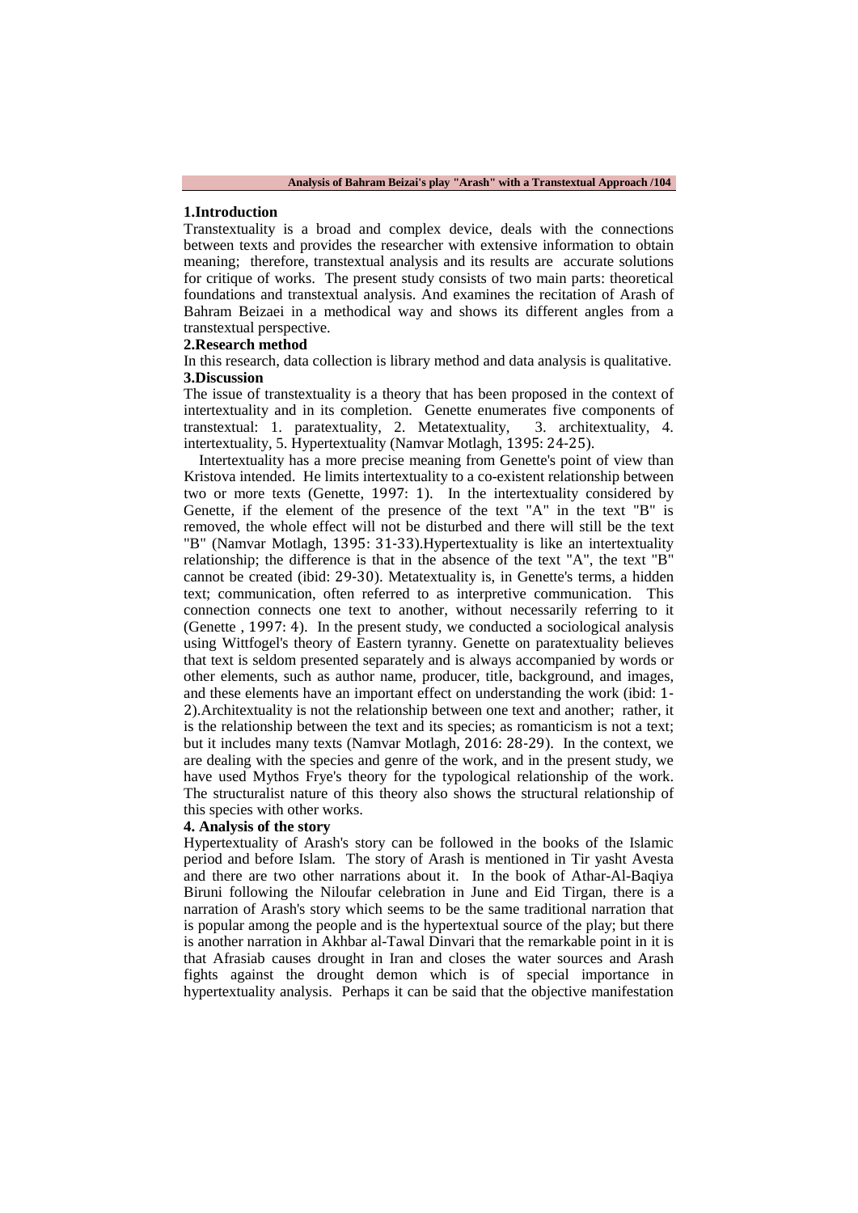## 1.Introduction

Transtextuality is a broad and complex device, deals with the connections between texts and provides the researcher with extensive information to obtain meaning; therefore, transtextual analysis and its results are accurate solutions for critique of works. The present study consists of two main parts: theoretical foundations and transtextual analysis. And examines the recitation of Arash of Bahram Beizaei in a methodical way and shows its different angles from a transtextual perspective.

## 2.Research method

In this research, data collection is library method and data analysis is qualitative.

## 3.Discussion

The issue of transtextuality is a theory that has been proposed in the context of intertextuality and in its completion. Genette enumerates five components of transtextual: 1. paratextuality, 2. Metatextuality, 3. architextuality, 4. intertextuality, 5. Hypertextuality (Namvar Motlagh, 1395: 24-25).

Intertextuality has a more precise meaning from Genette's point of view than Kristova intended. He limits intertextuality to a co-existent relationship between two or more texts (Genette, 1997: 1). In the intertextuality considered by Genette, if the element of the presence of the text "A" in the text "B" is removed, the whole effect will not be disturbed and there will still be the text "B" (Namvar Motlagh, 1395: 31-33).Hypertextuality is like an intertextuality relationship; the difference is that in the absence of the text "A", the text "B" cannot be created (ibid: 29-30). Metatextuality is, in Genette's terms, a hidden text; communication, often referred to as interpretive communication. This connection connects one text to another, without necessarily referring to it (Genette , 1997: 4). In the present study, we conducted a sociological analysis using Wittfogel's theory of Eastern tyranny. Genette on paratextuality believes that text is seldom presented separately and is always accompanied by words or other elements, such as author name, producer, title, background, and images, and these elements have an important effect on understanding the work (ibid: 1-2).Architextuality is not the relationship between one text and another; rather, it is the relationship between the text and its species; as romanticism is not a text; but it includes many texts (Namvar Motlagh, 2016: 28-29). In the context, we are dealing with the species and genre of the work, and in the present study, we have used Mythos Frye's theory for the typological relationship of the work. The structuralist nature of this theory also shows the structural relationship of this species with other works.

## 4. Analysis of the story

Hypertextuality of Arash's story can be followed in the books of the Islamic period and before Islam. The story of Arash is mentioned in Tir yasht Avesta and there are two other narrations about it. In the book of Athar-Al-Baqiya Biruni following the Niloufar celebration in June and Eid Tirgan, there is a narration of Arash's story which seems to be the same traditional narration that is popular among the people and is the hypertextual source of the play; but there is another narration in Akhbar al-Tawal Dinvari that the remarkable point in it is that Afrasiab causes drought in Iran and closes the water sources and Arash fights against the drought demon which is of special importance in hypertextuality analysis. Perhaps it can be said that the objective manifestation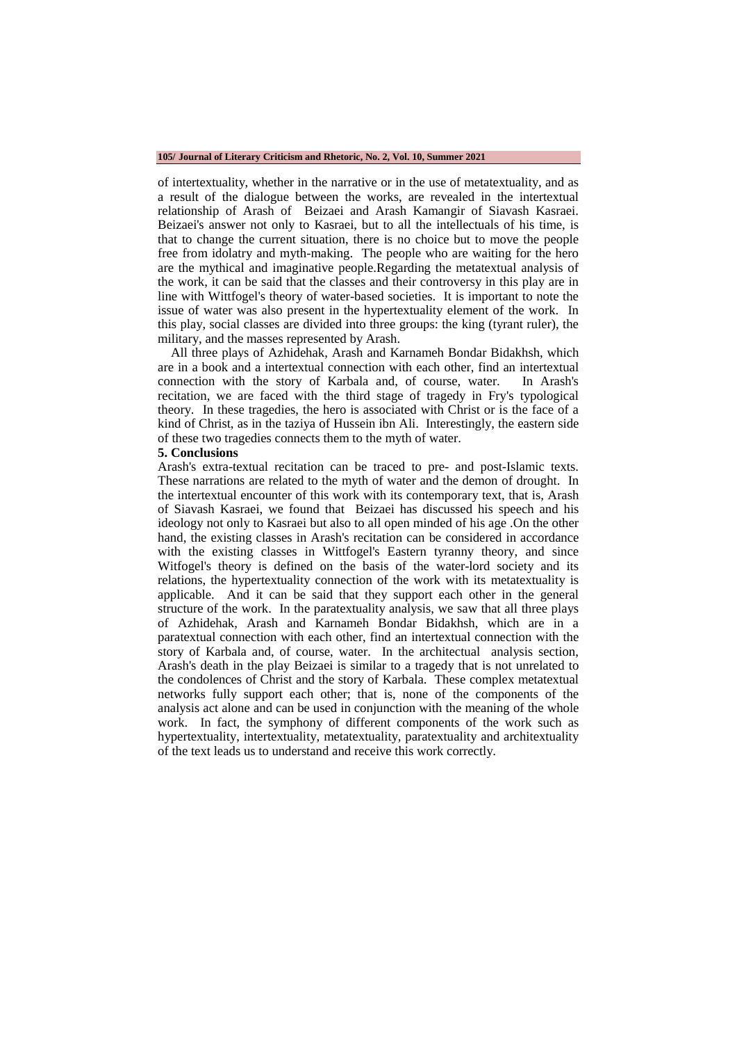of intertextuality, whether in the narrative or in the use of metatextuality, and as a result of the dialogue between the works, are revealed in the intertextual relationship of Arash of Beizaei and Arash Kamangir of Siavash Kasraei. Beizaei's answer not only to Kasraei, but to all the intellectuals of his time, is that to change the current situation, there is no choice but to move the people free from idolatry and myth-making. The people who are waiting for the hero are the mythical and imaginative people.Regarding the metatextual analysis of the work, it can be said that the classes and their controversy in this play are in line with Wittfogel's theory of water-based societies. It is important to note the issue of water was also present in the hypertextuality element of the work. In this play, social classes are divided into three groups: the king (tyrant ruler), the military, and the masses represented by Arash.

All three plays of Azhidehak, Arash and Karnameh Bondar Bidakhsh, which are in a book and a intertextual connection with each other, find an intertextual connection with the story of Karbala and, of course, water. In Arash's recitation, we are faced with the third stage of tragedy in Fry's typological theory. In these tragedies, the hero is associated with Christ or is the face of a kind of Christ, as in the taziya of Hussein ibn Ali. Interestingly, the eastern side of these two tragedies connects them to the myth of water.

## 5. Conclusions

Arash's extra-textual recitation can be traced to pre- and post-Islamic texts. These narrations are related to the myth of water and the demon of drought. In the intertextual encounter of this work with its contemporary text, that is, Arash of Siavash Kasraei, we found that Beizaei has discussed his speech and his ideology not only to Kasraei but also to all open minded of his age .On the other hand, the existing classes in Arash's recitation can be considered in accordance with the existing classes in Wittfogel's Eastern tyranny theory, and since Witfogel's theory is defined on the basis of the water-lord society and its relations, the hypertextuality connection of the work with its metatextuality is applicable. And it can be said that they support each other in the general structure of the work. In the paratextuality analysis, we saw that all three plays of Azhidehak, Arash and Karnameh Bondar Bidakhsh, which are in a paratextual connection with each other, find an intertextual connection with the story of Karbala and, of course, water. In the architectual analysis section, Arash's death in the play Beizaei is similar to a tragedy that is not unrelated to the condolences of Christ and the story of Karbala. These complex metatextual networks fully support each other; that is, none of the components of the analysis act alone and can be used in conjunction with the meaning of the whole work. In fact, the symphony of different components of the work such as hypertextuality, intertextuality, metatextuality, paratextuality and architextuality of the text leads us to understand and receive this work correctly.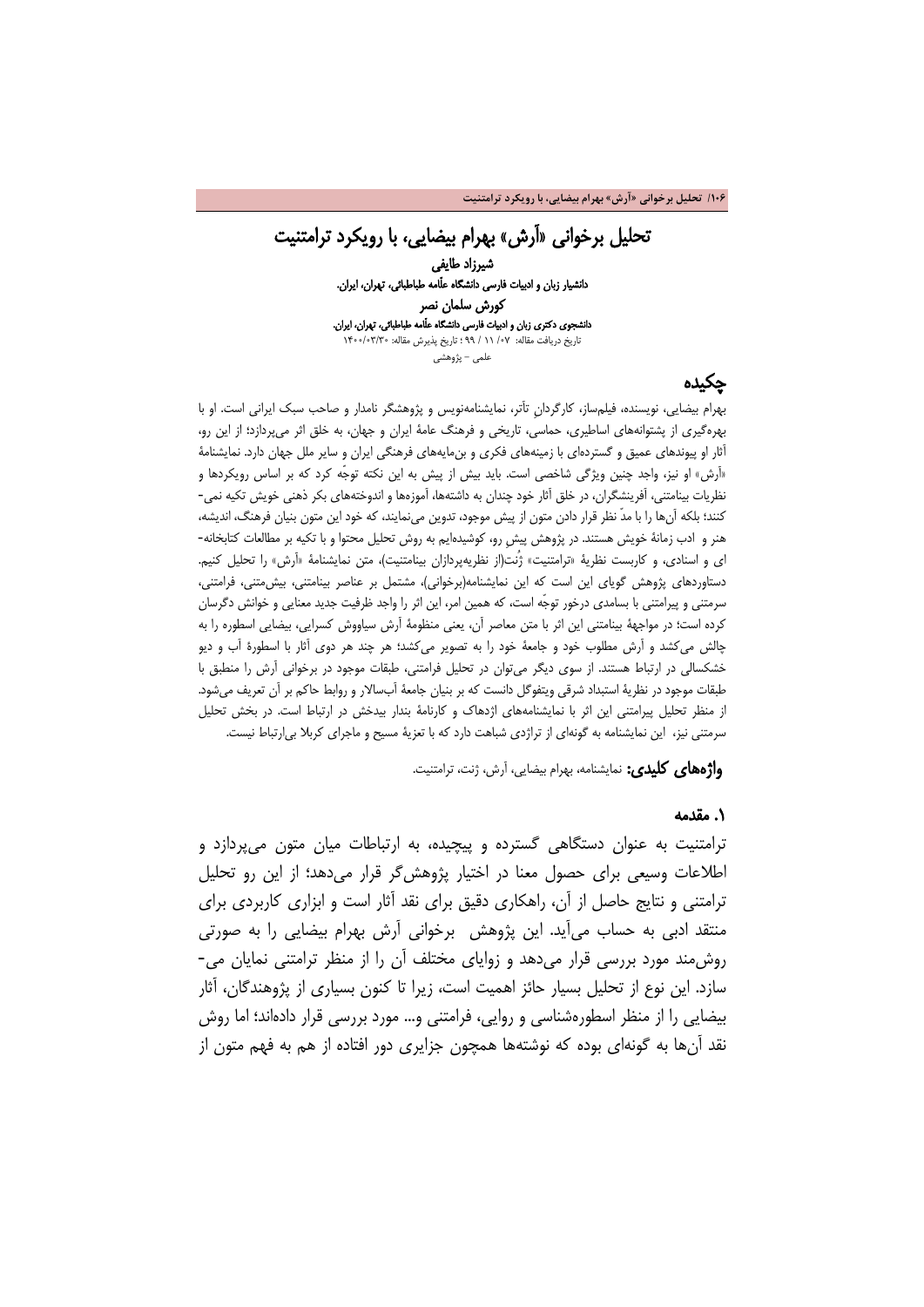# تحلیل برخوانی «آرش» بهرام بیضایی، با رویکرد ترامتنیت

**شیرزاد طایفی**

**دانشیار زبان و ادبیات فارسی دانشگاه علّامه طباطبائی، تهران، ایران.**

**کورش سلمان نصر**

**دانشجوی دکتری زبان و ادبیات فارسی دانشگاه علّامه طباطبائی، تهران، ایران.**

تاریخ دریافت مقاله: ۰۷/ ۱۱ / ۹۹ ؛ تاریخ پذیرش مقاله: ۱۴۰۰/۰۳/۳۰

علمی – پژوهشی

## چکیده

بهرام بیضایی، نویسنده، فیلم‌ساز، کارگردانِ تآتر، نمایشنامه‌نویس و پژوهشگر نامدار و صاحب سبک ایرانی است. او با بهره‌گیری از پشتوانه‌های اساطیری، حماسی، تاریخی و فرهنگ عامهٔ ایران و جهان، به خلق اثر می‌پردازد؛ از این رو، آثار او پیوندهای عمیق و گسترده‌ای با زمینه‌های فکری و بن‌مایه‌های فرهنگی ایران و سایر ملل جهان دارد. نمایشنامهٔ «آرش» او نیز، واجد چنین ویژگی شاخصی است. باید بیش از پیش به این نکته توجّه کرد که بر اساس رویکردها و نظریات بینامتنی، آفرینشگران، در خلق آثار خود چندان به داشته‌ها، آموزه‌ها و اندوخته‌های بکر ذهنی خویش تکیه نمی‌کنند؛ بلکه آن‌ها را با مدّ نظر قرار دادن متون از پیش موجود، تدوین می‌نمایند، که خود این متون بنیان فرهنگ، اندیشه، هنر و ادب زمانهٔ خویش هستند. در پژوهش پیشِ رو، کوشیده‌ایم به روش تحلیل محتوا و با تکیه بر مطالعات کتابخانه‌ای و اسنادی، و کاربست نظریهٔ «ترامتنیت» ژُنت(از نظریه‌پردازان بینامتنیت)، متن نمایشنامهٔ «آرش» را تحلیل کنیم. دستاوردهای پژوهش گویای این است که این نمایشنامه(برخوانی)، مشتمل بر عناصر بینامتنی، بیش‌متنی، فرامتنی، سرمتنی و پیرامتنی با بسامدی درخور توجّه است، که همین امر، این اثر را واجد ظرفیت جدید معنایی و خوانش دگرسان کرده است؛ در مواجههٔ بینامتنی این اثر با متن معاصر آن، یعنی منظومهٔ آرش سیاووش کسرایی، بیضایی اسطوره را به چالش می‌کشد و آرش مطلوب خود و جامعهٔ خود را به تصویر می‌کشد؛ هر چند هر دوی آثار با اسطورهٔ آب و دیو خشکسالی در ارتباط هستند. از سوی دیگر می‌توان در تحلیل فرامتنی، طبقات موجود در برخوانی آرش را منطبق با طبقات موجود در نظریهٔ استبداد شرقی ویتفوگل دانست که بر بنیان جامعهٔ آب‌سالار و روابط حاکم بر آن تعریف می‌شود. از منظر تحلیل پیرامتنی این اثر با نمایشنامه‌های اژدهاک و کارنامهٔ بندار بیدخش در ارتباط است. در بخش تحلیل سرمتنی نیز، این نمایشنامه به گونه‌ای از تراژدی شباهت دارد که با تعزیهٔ مسیح و ماجرای کربلا بی‌ارتباط نیست.

**واژه‌های کلیدی:** نمایشنامه، بهرام بیضایی، آرش، ژنت، ترامتنیت.

### ۱. مقدمه

ترامتنیت به عنوان دستگاهی گسترده و پیچیده، به ارتباطات میان متون می‌پردازد و اطلاعات وسیعی برای حصول معنا در اختیار پژوهش‌گر قرار می‌دهد؛ از این رو تحلیل ترامتنی و نتایج حاصل از آن، راهکاری دقیق برای نقد آثار است و ابزاری کاربردی برای منتقد ادبی به حساب می‌آید. این پژوهش برخوانی آرش بهرام بیضایی را به صورتی روش‌مند مورد بررسی قرار می‌دهد و زوایای مختلف آن را از منظر ترامتنی نمایان می‌سازد. این نوع از تحلیل بسیار حائز اهمیت است، زیرا تا کنون بسیاری از پژوهندگان، آثار بیضایی را از منظر اسطوره‌شناسی و روایی، فرامتنی و... مورد بررسی قرار داده‌اند؛ اما روش نقد آن‌ها به گونه‌ای بوده که نوشته‌ها همچون جزایری دور افتاده از هم به فهم متون از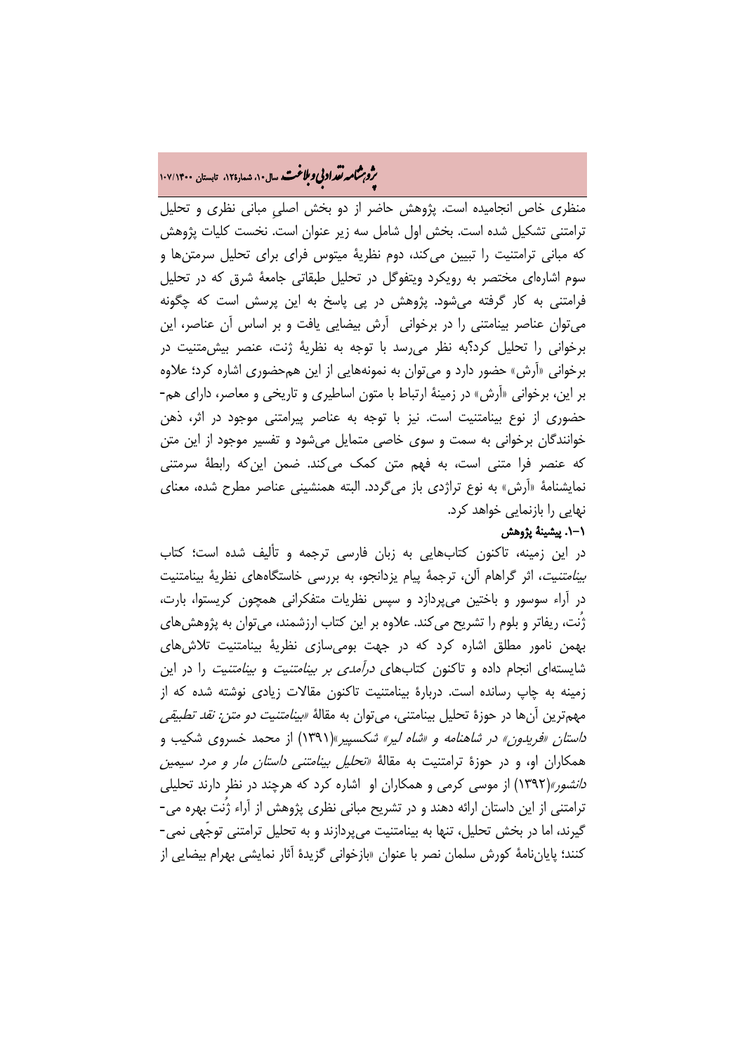منظری خاص انجامیده است. پژوهش حاضر از دو بخش اصلیِ مبانی نظری و تحلیل ترامتنی تشکیل شده است. بخش اول شامل سه زیر عنوان است. نخست کلیات پژوهش که مبانی ترامتنیت را تبیین می‌کند، دوم نظریهٔ میتوس فرای برای تحلیل سرمتن‌ها و سوم اشاره‌ای مختصر به رویکرد ویتفوگل در تحلیل طبقاتی جامعهٔ شرق که در تحلیل فرامتنی به کار گرفته می‌شود. پژوهش در پی پاسخ به این پرسش است که چگونه می‌توان عناصر بینامتنی را در برخوانی آرش بیضایی یافت و بر اساس آن عناصر، این برخوانی را تحلیل کرد؟به نظر می‌رسد با توجه به نظریهٔ ژنت، عنصر بیش‌متنیت در برخوانی «آرش» حضور دارد و می‌توان به نمونه‌هایی از این هم‌حضوری اشاره کرد؛ علاوه بر این، برخوانی «آرش» در زمینهٔ ارتباط با متون اساطیری و تاریخی و معاصر، دارای هم-حضوری از نوع بینامتنیت است. نیز با توجه به عناصر پیرامتنی موجود در اثر، ذهن خوانندگان برخوانی به سمت و سوی خاصی متمایل می‌شود و تفسیر موجود از این متن که عنصر فرا متنی است، به فهم متن کمک می‌کند. ضمن این‌که رابطهٔ سرمتنی نمایشنامهٔ «آرش» به نوع تراژدی باز می‌گردد. البته همنشینی عناصر مطرح شده، معنای نهایی را بازنمایی خواهد کرد.

**۱-۱. پیشینهٔ پژوهش**

در این زمینه، تاکنون کتاب‌هایی به زبان فارسی ترجمه و تألیف شده است؛ کتاب *بینامتنیت*، اثر گراهام آلن، ترجمهٔ پیام یزدانجو، به بررسی خاستگاه‌های نظریهٔ بینامتنیت در آراء سوسور و باختین می‌پردازد و سپس نظریات متفکرانی همچون کریستوا، بارت، ژُنت، ریفاتر و بلوم را تشریح می‌کند. علاوه بر این کتاب ارزشمند، می‌توان به پژوهش‌های بهمن نامور مطلق اشاره کرد که در جهت بومی‌سازی نظریهٔ بینامتنیت تلاش‌های شایسته‌ای انجام داده و تاکنون کتاب‌های *درآمدی بر بینامتنیت* و *بینامتنیت* را در این زمینه به چاپ رسانده است. دربارهٔ بینامتنیت تاکنون مقالات زیادی نوشته شده که از مهم‌ترین آن‌ها در حوزهٔ تحلیل بینامتنی، می‌توان به مقالهٔ *«بینامتنیت دو متن: نقد تطبیقی داستان «فریدون» در شاهنامه و «شاه لیر» شکسپیر»*(۱۳۹۱) از محمد خسروی شکیب و همکاران او، و در حوزهٔ ترامتنیت به مقالهٔ *«تحلیل بینامتنی داستان مار و مرد سیمین دانشور»*(۱۳۹۲) از موسی کرمی و همکاران او اشاره کرد که هرچند در نظر دارند تحلیلی ترامتنی از این داستان ارائه دهند و در تشریح مبانی نظری پژوهش از آراء ژُنت بهره می-گیرند، اما در بخش تحلیل، تنها به بینامتنیت می‌پردازند و به تحلیل ترامتنی توجّهی نمی-کنند؛ پایان‌نامهٔ کورش سلمان نصر با عنوان «بازخوانی گزیدهٔ آثار نمایشی بهرام بیضایی از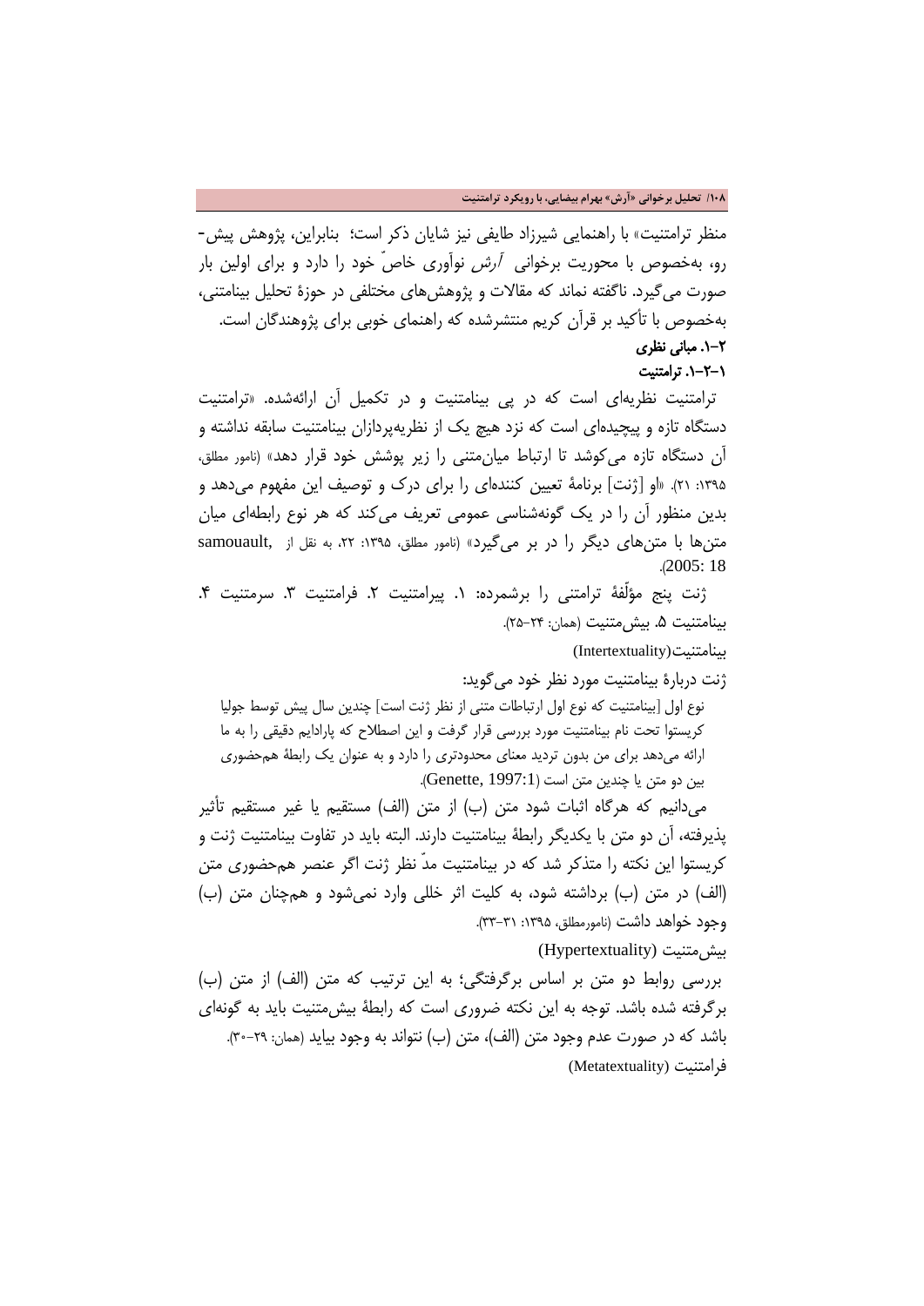منظر ترامتنیت» با راهنمایی شیرزاد طایفی نیز شایان ذکر است؛ بنابراین، پژوهش پیش‌رو، به‌خصوص با محوریت برخوانی *آرش* نوآوری خاصّ خود را دارد و برای اولین بار صورت می‌گیرد. ناگفته نماند که مقالات و پژوهش‌های مختلفی در حوزهٔ تحلیل بینامتنی، به‌خصوص با تأکید بر قرآن کریم منتشرشده که راهنمای خوبی برای پژوهندگان است.

**۲-۱. مبانی نظری**

**۱-۲-۱. ترامتنیت**

ترامتنیت نظریه‌ای است که در پی بینامتنیت و در تکمیل آن ارائه‌شده. «ترامتنیت دستگاه تازه و پیچیده‌ای است که نزد هیچ یک از نظریه‌پردازان بینامتنیت سابقه نداشته و آن دستگاه تازه می‌کوشد تا ارتباط میان‌متنی را زیر پوشش خود قرار دهد» (نامور مطلق، ۱۳۹۵: ۲۱). «او [ژنت] برنامهٔ تعیین کننده‌ای را برای درک و توصیف این مفهوم می‌دهد و بدین منظور آن را در یک گونه‌شناسی عمومی تعریف می‌کند که هر نوع رابطه‌ای میان متن‌ها با متن‌های دیگر را در بر می‌گیرد» (نامور مطلق، ۱۳۹۵: ۲۲، به نقل از samouault, 2005: 18).

ژنت پنج مؤلّفهٔ ترامتنی را برشمرده: ۱. پیرامتنیت ۲. فرامتنیت ۳. سرمتنیت ۴. بینامتنیت ۵. بیش‌متنیت (همان: ۲۴-۲۵).

بینامتنیت(Intertextuality)

ژنت دربارهٔ بینامتنیت مورد نظر خود می‌گوید:

> نوع اول [بینامتنیت که نوع اول ارتباطات متنی از نظر ژنت است] چندین سال پیش توسط جولیا کریستوا تحت نام بینامتنیت مورد بررسی قرار گرفت و این اصطلاح که پارادایم دقیقی را به ما ارائه می‌دهد برای من بدون تردید معنای محدودتری را دارد و به عنوان یک رابطهٔ هم‌حضوری بین دو متن یا چندین متن است (Genette, 1997:1).

می‌دانیم که هرگاه اثبات شود متن (ب) از متن (الف) مستقیم یا غیر مستقیم تأثیر پذیرفته، آن دو متن با یکدیگر رابطهٔ بینامتنیت دارند. البته باید در تفاوت بینامتنیت ژنت و کریستوا این نکته را متذکر شد که در بینامتنیت مدّ نظر ژنت اگر عنصر هم‌حضوری متن (الف) در متن (ب) برداشته شود، به کلیت اثر خللی وارد نمی‌شود و هم‌چنان متن (ب) وجود خواهد داشت (نامورمطلق، ۱۳۹۵: ۳۱-۳۳).

بیش‌متنیت (Hypertextuality)

بررسی روابط دو متن بر اساس برگرفتگی؛ به این ترتیب که متن (الف) از متن (ب) برگرفته شده باشد. توجه به این نکته ضروری است که رابطهٔ بیش‌متنیت باید به گونه‌ای باشد که در صورت عدم وجود متن (الف)، متن (ب) نتواند به وجود بیاید (همان: ۲۹-۳۰).

فرامتنیت (Metatextuality)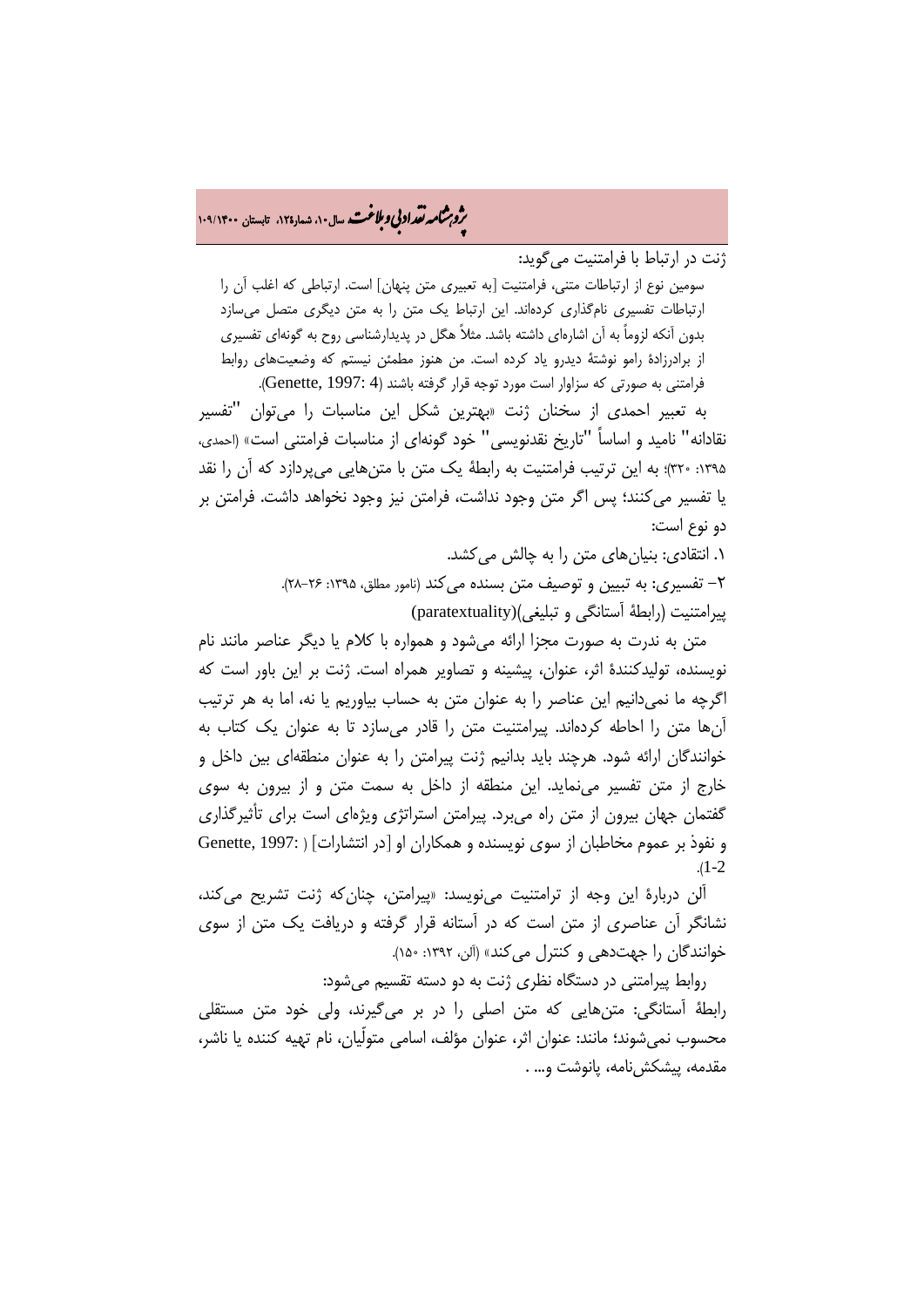ژنت در ارتباط با فرامتنیت می‌گوید:

> سومین نوع از ارتباطات متنی، فرامتنیت [به تعبیری متن پنهان] است. ارتباطی که اغلب آن را ارتباطات تفسیری نام‌گذاری کرده‌اند. این ارتباط یک متن را به متن دیگری متصل می‌سازد بدون آنکه لزوماً به آن اشاره‌ای داشته باشد. مثلاً هگل در پدیدارشناسی روح به گونه‌ای تفسیری از برادرزادهٔ رامو نوشتهٔ دیدرو یاد کرده است. من هنوز مطمئن نیستم که وضعیت‌های روابط فرامتنی به صورتی که سزاوار است مورد توجه قرار گرفته باشند (Genette, 1997: 4).

به تعبیر احمدی از سخنان ژنت «بهترین شکل این مناسبات را می‌توان "تفسیر نقادانه" نامید و اساساً "تاریخ نقدنویسی" خود گونه‌ای از مناسبات فرامتنی است» (احمدی، ۱۳۹۵: ۳۲۰)؛ به این ترتیب فرامتنیت به رابطهٔ یک متن با متن‌هایی می‌پردازد که آن را نقد یا تفسیر می‌کنند؛ پس اگر متن وجود نداشت، فرامتن نیز وجود نخواهد داشت. فرامتن بر دو نوع است:

۱. انتقادی: بنیان‌های متن را به چالش می‌کشد.

۲- تفسیری: به تبیین و توصیف متن بسنده می‌کند (نامور مطلق، ۱۳۹۵: ۲۶-۲۸).

پیرامتنیت (رابطهٔ آستانگی و تبلیغی)(paratextuality)

متن به ندرت به صورت مجزا ارائه می‌شود و همواره با کلام یا دیگر عناصر مانند نام نویسنده، تولیدکنندهٔ اثر، عنوان، پیشینه و تصاویر همراه است. ژنت بر این باور است که اگرچه ما نمی‌دانیم این عناصر را به عنوان متن به حساب بیاوریم یا نه، اما به هر ترتیب آن‌ها متن را احاطه کرده‌اند. پیرامتنیت متن را قادر می‌سازد تا به عنوان یک کتاب به خوانندگان ارائه شود. هرچند باید بدانیم ژنت پیرامتن را به عنوان منطقه‌ای بین داخل و خارج از متن تفسیر می‌نماید. این منطقه از داخل به سمت متن و از بیرون به سوی گفتمان جهان بیرون از متن راه می‌برد. پیرامتن استراتژی ویژه‌ای است برای تأثیرگذاری و نفوذ بر عموم مخاطبان از سوی نویسنده و همکاران او [در انتشارات] (Genette, 1997: 1-2).

آلن دربارهٔ این وجه از ترامتنیت می‌نویسد: «پیرامتن، چنان‌که ژنت تشریح می‌کند، نشانگر آن عناصری از متن است که در آستانه قرار گرفته و دریافت یک متن از سوی خوانندگان را جهت‌دهی و کنترل می‌کند» (آلن، ۱۳۹۲: ۱۵۰).

روابط پیرامتنی در دستگاه نظری ژنت به دو دسته تقسیم می‌شود:

رابطهٔ آستانگی: متن‌هایی که متن اصلی را در بر می‌گیرند، ولی خود متن مستقلی محسوب نمی‌شوند؛ مانند: عنوان اثر، عنوان مؤلف، اسامی متولّیان، نام تهیه کننده یا ناشر، مقدمه، پیشکش‌نامه، پانوشت و... .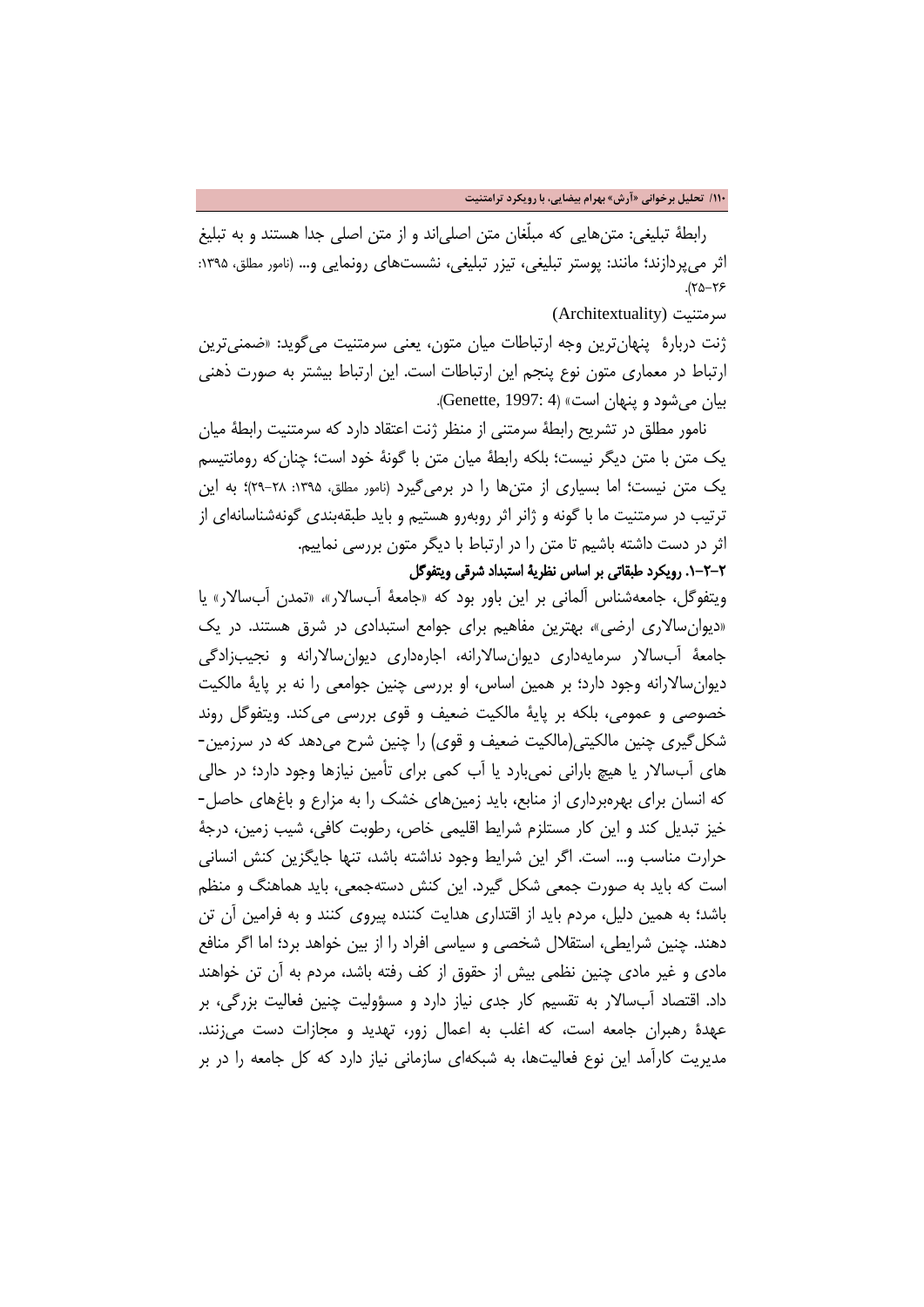رابطهٔ تبلیغی: متن‌هایی که مبلّغان متن اصلی‌اند و از متن اصلی جدا هستند و به تبلیغ اثر می‌پردازند؛ مانند: پوستر تبلیغی، تیزر تبلیغی، نشست‌های رونمایی و... (نامور مطلق، ۱۳۹۵: ۲۵-۲۶).

سرمتنیت (Architextuality)

ژنت دربارهٔ پنهان‌ترین وجه ارتباطات میان متون، یعنی سرمتنیت می‌گوید: «ضمنی‌ترین ارتباط در معماری متون نوع پنجم این ارتباطات است. این ارتباط بیشتر به صورت ذهنی بیان می‌شود و پنهان است» (Genette, 1997: 4).

نامور مطلق در تشریح رابطهٔ سرمتنی از منظر ژنت اعتقاد دارد که سرمتنیت رابطهٔ میان یک متن با متن دیگر نیست؛ بلکه رابطهٔ میان متن با گونهٔ خود است؛ چنان‌که رومانتیسم یک متن نیست؛ اما بسیاری از متن‌ها را در برمی‌گیرد (نامور مطلق، ۱۳۹۵: ۲۸-۲۹)؛ به این ترتیب در سرمتنیت ما با گونه و ژانر اثر روبه‌رو هستیم و باید طبقه‌بندی گونه‌شناسانه‌ای از اثر در دست داشته باشیم تا متن را در ارتباط با دیگر متون بررسی نماییم.

**۲-۲-۱. رویکرد طبقاتی بر اساس نظریهٔ استبداد شرقی ویتفوگل**

ویتفوگل، جامعه‌شناس آلمانی بر این باور بود که «جامعهٔ آب‌سالار»، «تمدن آب‌سالار» یا «دیوان‌سالاری ارضی»، بهترین مفاهیم برای جوامع استبدادی در شرق هستند. در یک جامعهٔ آب‌سالار سرمایه‌داری دیوان‌سالارانه، اجاره‌داری دیوان‌سالارانه و نجیب‌زادگی دیوان‌سالارانه وجود دارد؛ بر همین اساس، او بررسی چنین جوامعی را نه بر پایهٔ مالکیت خصوصی و عمومی، بلکه بر پایهٔ مالکیت ضعیف و قوی بررسی می‌کند. ویتفوگل روند شکل‌گیری چنین مالکیتی(مالکیت ضعیف و قوی) را چنین شرح می‌دهد که در سرزمین‌های آب‌سالار یا هیچ بارانی نمی‌بارد یا آب کمی برای تأمین نیازها وجود دارد؛ در حالی که انسان برای بهره‌برداری از منابع، باید زمین‌های خشک را به مزارع و باغ‌های حاصل‌خیز تبدیل کند و این کار مستلزم شرایط اقلیمی خاص، رطوبت کافی، شیب زمین، درجهٔ حرارت مناسب و... است. اگر این شرایط وجود نداشته باشد، تنها جایگزین کنش انسانی است که باید به صورت جمعی شکل گیرد. این کنش دسته‌جمعی، باید هماهنگ و منظم باشد؛ به همین دلیل، مردم باید از اقتداری هدایت کننده پیروی کنند و به فرامین آن تن دهند. چنین شرایطی، استقلال شخصی و سیاسی افراد را از بین خواهد برد؛ اما اگر منافع مادی و غیر مادی چنین نظمی بیش از حقوق از کف رفته باشد، مردم به آن تن خواهند داد. اقتصاد آب‌سالار به تقسیم کار جدی نیاز دارد و مسؤولیت چنین فعالیت بزرگی، بر عهدهٔ رهبران جامعه است، که اغلب به اعمال زور، تهدید و مجازات دست می‌زنند. مدیریت کارآمد این نوع فعالیت‌ها، به شبکه‌ای سازمانی نیاز دارد که کل جامعه را در بر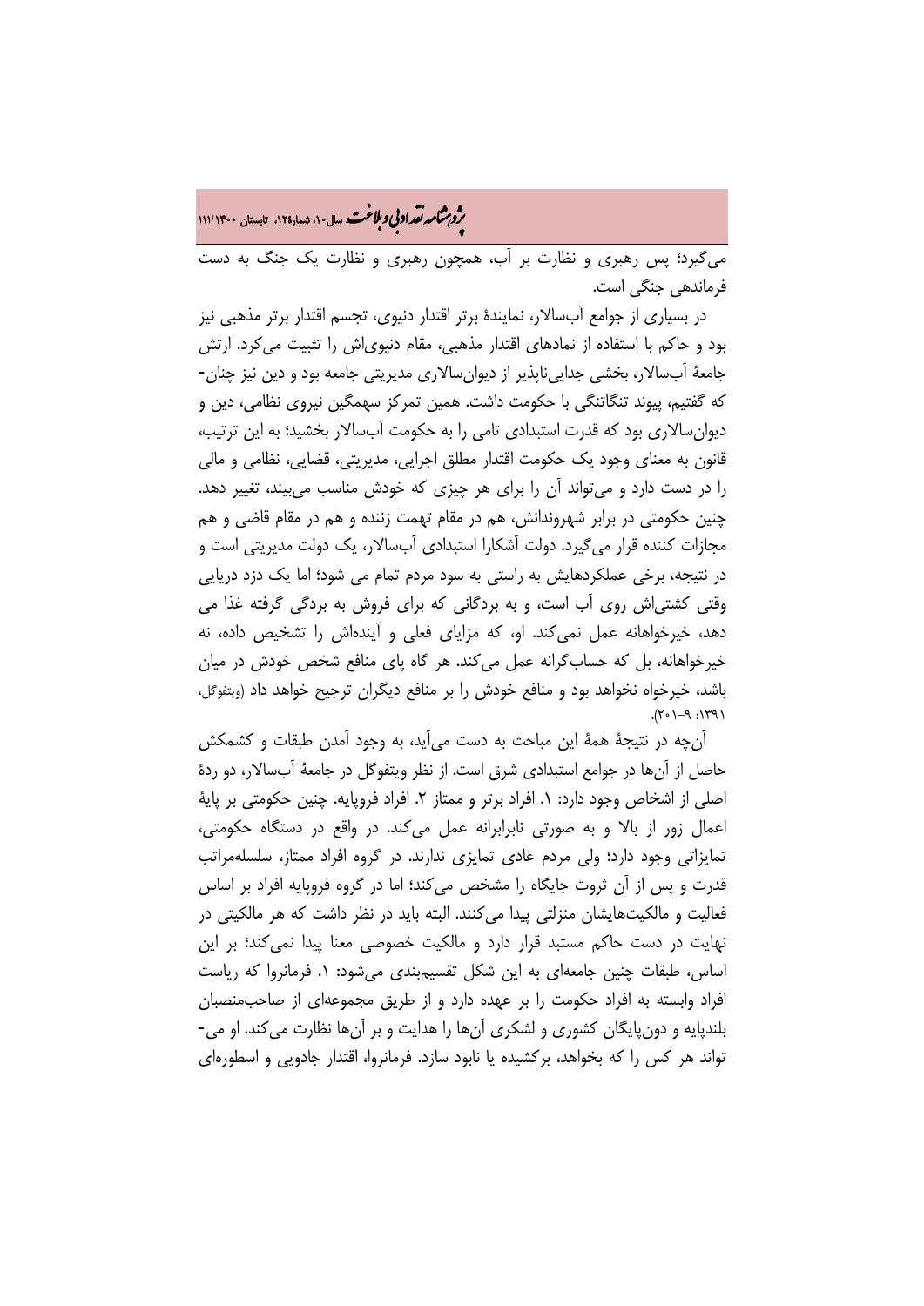می‌گیرد؛ پس رهبری و نظارت بر آب، همچون رهبری و نظارت یک جنگ به دست فرماندهی جنگی است.

در بسیاری از جوامع آب‌سالار، نمایندۀ برتر اقتدار دنیوی، تجسم اقتدار برتر مذهبی نیز بود و حاکم با استفاده از نمادهای اقتدار مذهبی، مقام دنیوی‌اش را تثبیت می‌کرد. ارتش جامعۀ آب‌سالار، بخشی جدایی‌ناپذیر از دیوان‌سالاری مدیریتی جامعه بود و دین نیز چنان- که گفتیم، پیوند تنگاتنگی با حکومت داشت. همین تمرکز سهمگین نیروی نظامی، دین و دیوان‌سالاری بود که قدرت استبدادی تامی را به حکومت آب‌سالار بخشید؛ به این ترتیب، قانون به معنای وجود یک حکومت اقتدار مطلق اجرایی، مدیریتی، قضایی، نظامی و مالی را در دست دارد و می‌تواند آن را برای هر چیزی که خودش مناسب می‌بیند، تغییر دهد. چنین حکومتی در برابر شهروندانش، هم در مقام تهمت زننده و هم در مقام قاضی و هم مجازات کننده قرار می‌گیرد. دولت آشکارا استبدادی آب‌سالار، یک دولت مدیریتی است و در نتیجه، برخی عملکردهایش به راستی به سود مردم تمام می شود؛ اما یک دزد دریایی وقتی کشتی‌اش روی آب است، و به بردگانی که برای فروش به بردگی گرفته غذا می دهد، خیرخواهانه عمل نمی‌کند. او، که مزایای فعلی و آینده‌اش را تشخیص داده، نه خیرخواهانه، بل که حساب‌گرانه عمل می‌کند. هر گاه پای منافع شخص خودش در میان باشد، خیرخواه نخواهد بود و منافع خودش را بر منافع دیگران ترجیح خواهد داد (ویتفوگل، ۱۳۹۱: ۹-۲۰۱).

آن‌چه در نتیجۀ همۀ این مباحث به دست می‌آید، به وجود آمدن طبقات و کشمکش حاصل از آن‌ها در جوامع استبدادی شرق است. از نظر ویتفوگل در جامعۀ آب‌سالار، دو ردۀ اصلی از اشخاص وجود دارد: ۱. افراد برتر و ممتاز ۲. افراد فروپایه. چنین حکومتی بر پایۀ اعمال زور از بالا و به صورتی نابرابرانه عمل می‌کند. در واقع در دستگاه حکومتی، تمایزاتی وجود دارد؛ ولی مردم عادی تمایزی ندارند. در گروه افراد ممتاز، سلسله‌مراتب قدرت و پس از آن ثروت جایگاه را مشخص می‌کند؛ اما در گروه فروپایه افراد بر اساس فعالیت و مالکیت‌هایشان منزلتی پیدا می‌کنند. البته باید در نظر داشت که هر مالکیتی در نهایت در دست حاکم مستبد قرار دارد و مالکیت خصوصی معنا پیدا نمی‌کند؛ بر این اساس، طبقات چنین جامعه‌ای به این شکل تقسیم‌بندی می‌شود: ۱. فرمانروا که ریاست افراد وابسته به افراد حکومت را بر عهده دارد و از طریق مجموعه‌ای از صاحب‌منصبان بلندپایه و دون‌پایگان کشوری و لشکری آن‌ها را هدایت و بر آن‌ها نظارت می‌کند. او می- تواند هر کس را که بخواهد، برکشیده یا نابود سازد. فرمانروا، اقتدار جادویی و اسطوره‌ای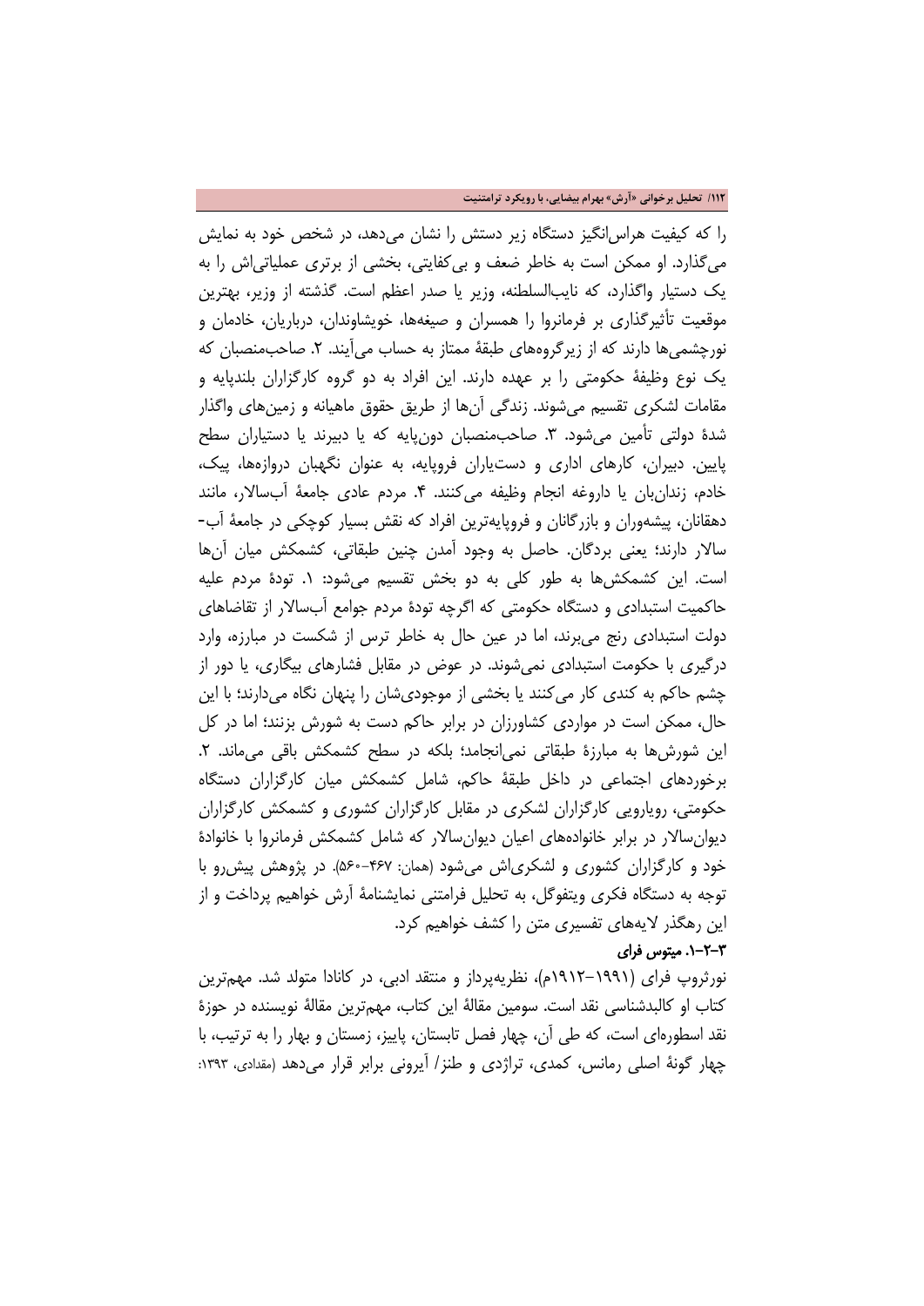را که کیفیت هراس‌انگیز دستگاه زیر دستش را نشان می‌دهد، در شخص خود به نمایش می‌گذارد. او ممکن است به خاطر ضعف و بی‌کفایتی، بخشی از برتری عملیاتی‌اش را به یک دستیار واگذارد، که نایب‌السلطنه، وزیر یا صدر اعظم است. گذشته از وزیر، بهترین موقعیت تأثیرگذاری بر فرمانروا را همسران و صیغه‌ها، خویشاوندان، درباریان، خادمان و نورچشمی‌ها دارند که از زیرگروه‌های طبقهٔ ممتاز به حساب می‌آیند. ۲. صاحب‌منصبان که یک نوع وظیفهٔ حکومتی را بر عهده دارند. این افراد به دو گروه کارگزاران بلندپایه و مقامات لشکری تقسیم می‌شوند. زندگی آن‌ها از طریق حقوق ماهیانه و زمین‌های واگذار شدهٔ دولتی تأمین می‌شود. ۳. صاحب‌منصبان دون‌پایه که یا دبیرند یا دستیاران سطح پایین. دبیران، کارهای اداری و دستیاران فروپایه، به عنوان نگهبان دروازه‌ها، پیک، خادم، زندان‌بان یا داروغه انجام وظیفه می‌کنند. ۴. مردم عادی جامعهٔ آب‌سالار، مانند دهقانان، پیشه‌وران و بازرگانان و فروپایه‌ترین افراد که نقش بسیار کوچکی در جامعهٔ آب-سالار دارند؛ یعنی بردگان. حاصل به وجود آمدن چنین طبقاتی، کشمکش میان آن‌ها است. این کشمکش‌ها به طور کلی به دو بخش تقسیم می‌شود: ۱. تودهٔ مردم علیه حاکمیت استبدادی و دستگاه حکومتی که اگرچه تودهٔ مردم جوامع آب‌سالار از تقاضاهای دولت استبدادی رنج می‌برند، اما در عین حال به خاطر ترس از شکست در مبارزه، وارد درگیری با حکومت استبدادی نمی‌شوند. در عوض در مقابل فشارهای بیگاری، یا دور از چشم حاکم به کندی کار می‌کنند یا بخشی از موجودی‌شان را پنهان نگاه می‌دارند؛ با این حال، ممکن است در مواردی کشاورزان در برابر حاکم دست به شورش بزنند؛ اما در کل این شورش‌ها به مبارزهٔ طبقاتی نمی‌انجامد؛ بلکه در سطح کشمکش باقی می‌ماند. ۲. برخوردهای اجتماعی در داخل طبقهٔ حاکم، شامل کشمکش میان کارگزاران دستگاه حکومتی، رویارویی کارگزاران لشکری در مقابل کارگزاران کشوری و کشمکش کارگزاران دیوان‌سالار در برابر خانواده‌های اعیان دیوان‌سالار که شامل کشمکش فرمانروا با خانوادهٔ خود و کارگزاران کشوری و لشکری‌اش می‌شود (همان: ۴۶۷–۵۶۰). در پژوهش پیش‌رو با توجه به دستگاه فکری ویتفوگل، به تحلیل فرامتنی نمایشنامهٔ آرش خواهیم پرداخت و از این رهگذر لایه‌های تفسیری متن را کشف خواهیم کرد.

### ۳-۲-۱. میتوس فرای

نورثروپ فرای (۱۹۹۱–۱۹۱۲م)، نظریه‌پرداز و منتقد ادبی، در کانادا متولد شد. مهم‌ترین کتاب او کالبدشناسی نقد است. سومین مقالهٔ این کتاب، مهم‌ترین مقالهٔ نویسنده در حوزهٔ نقد اسطوره‌ای است، که طی آن، چهار فصل تابستان، پاییز، زمستان و بهار را به ترتیب، با چهار گونهٔ اصلی رمانس، کمدی، تراژدی و طنز/ آیرونی برابر قرار می‌دهد (مقدادی، ۱۳۹۳: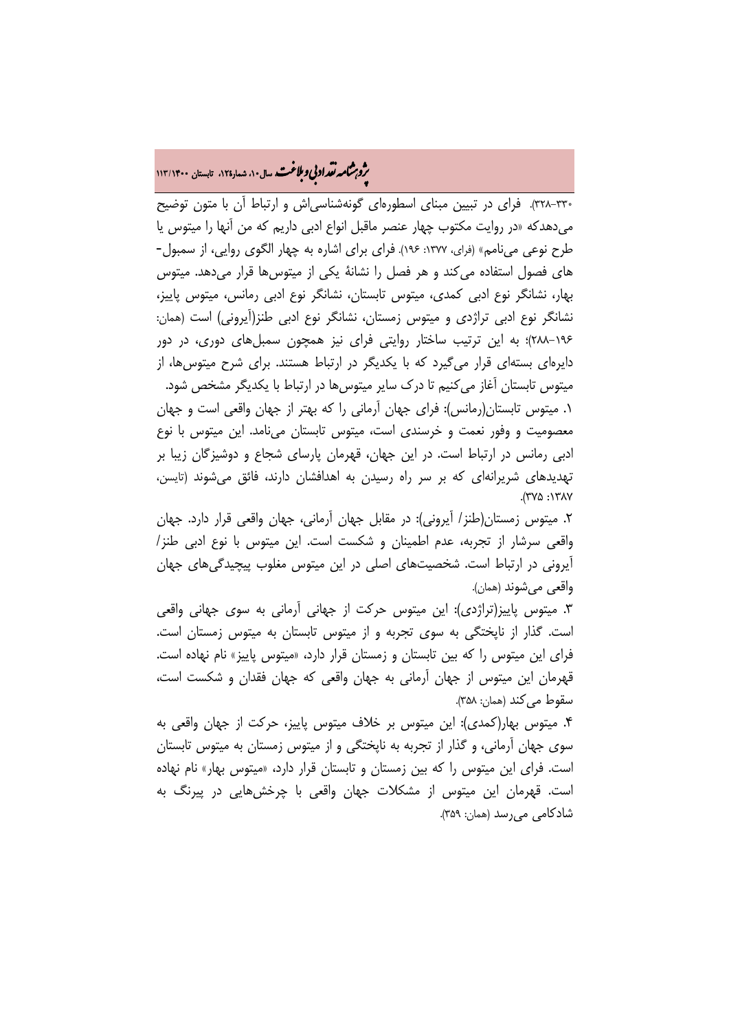۳۳۰-۳۲۸). فرای در تبیین مبنای اسطوره‌ای گونه‌شناسی‌اش و ارتباط آن با متون توضیح می‌دهدکه «در روایت مکتوب چهار عنصر ماقبل انواع ادبی داریم که من آنها را میتوس یا طرح نوعی می‌نامم» (فرای، ۱۳۷۷: ۱۹۶). فرای برای اشاره به چهار الگوی روایی، از سمبول-های فصول استفاده می‌کند و هر فصل را نشانهٔ یکی از میتوس‌ها قرار می‌دهد. میتوس بهار، نشانگر نوع ادبی کمدی، میتوس تابستان، نشانگر نوع ادبی رمانس، میتوس پاییز، نشانگر نوع ادبی تراژدی و میتوس زمستان، نشانگر نوع ادبی طنز(آیرونی) است (همان: ۱۹۶-۲۸۸)؛ به این ترتیب ساختار روایتی فرای نیز همچون سمبل‌های دوری، در دور دایره‌ای بسته‌ای قرار می‌گیرد که با یکدیگر در ارتباط هستند. برای شرح میتوس‌ها، از میتوس تابستان آغاز می‌کنیم تا درک سایر میتوس‌ها در ارتباط با یکدیگر مشخص شود.

۱. میتوس تابستان(رمانس): فرای جهان آرمانی را که بهتر از جهان واقعی است و جهان معصومیت و وفور نعمت و خرسندی است، میتوس تابستان می‌نامد. این میتوس با نوع ادبی رمانس در ارتباط است. در این جهان، قهرمان پارسای شجاع و دوشیزگان زیبا بر تهدیدهای شریرانه‌ای که بر سر راه رسیدن به اهدافشان دارند، فائق می‌شوند (تایسن، ۱۳۸۷: ۳۷۵).

۲. میتوس زمستان(طنز/ آیرونی): در مقابل جهان آرمانی، جهان واقعی قرار دارد. جهان واقعی سرشار از تجربه، عدم اطمینان و شکست است. این میتوس با نوع ادبی طنز/ آیرونی در ارتباط است. شخصیت‌های اصلی در این میتوس مغلوب پیچیدگی‌های جهان واقعی می‌شوند (همان).

۳. میتوس پاییز(تراژدی): این میتوس حرکت از جهانی آرمانی به سوی جهانی واقعی است. گذار از ناپختگی به سوی تجربه و از میتوس تابستان به میتوس زمستان است. فرای این میتوس را که بین تابستان و زمستان قرار دارد، «میتوس پاییز» نام نهاده است. قهرمان این میتوس از جهان آرمانی به جهان واقعی که جهان فقدان و شکست است، سقوط می‌کند (همان: ۳۵۸).

۴. میتوس بهار(کمدی): این میتوس بر خلاف میتوس پاییز، حرکت از جهان واقعی به سوی جهان آرمانی، و گذار از تجربه به ناپختگی و از میتوس زمستان به میتوس تابستان است. فرای این میتوس را که بین زمستان و تابستان قرار دارد، «میتوس بهار» نام نهاده است. قهرمان این میتوس از مشکلات جهان واقعی با چرخش‌هایی در پیرنگ به شادکامی می‌رسد (همان: ۳۵۹).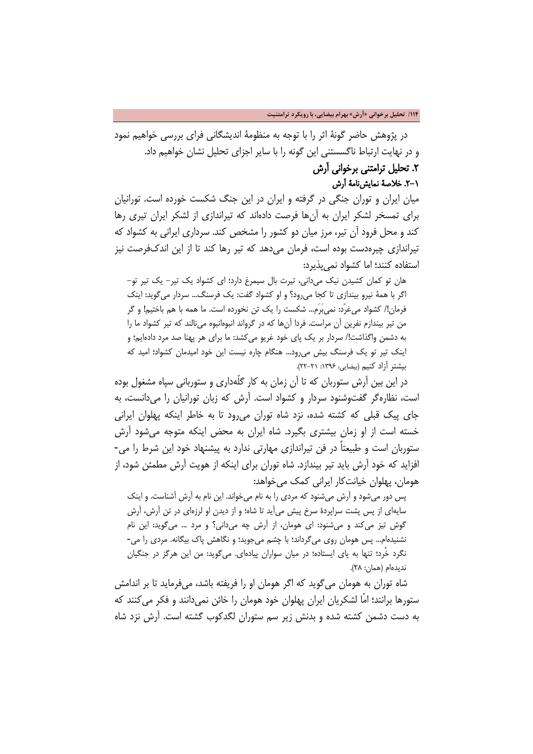در پژوهش حاضر گونهٔ اثر را با توجه به منظومهٔ اندیشگانی فرای بررسی خواهیم نمود و در نهایت ارتباط ناگسستنی این گونه را با سایر اجزای تحلیل نشان خواهیم داد.

## ۲. تحلیل ترامتنی برخوانی آرش

### ۱-۲. خلاصهٔ نمایش‌نامهٔ آرش

میان ایران و توران جنگی در گرفته و ایران در این جنگ شکست خورده است. تورانیان برای تمسخر لشکر ایران به آن‌ها فرصت داده‌اند که تیراندازی از لشکر ایران تیری رها کند و محل فرود آن تیر، مرز میان دو کشور را مشخص کند. سرداری ایرانی به کشواد که تیراندازی چیره‌دست بوده است، فرمان می‌دهد که تیر رها کند تا از این اندک‌فرصت نیز استفاده کنند؛ اما کشواد نمی‌پذیرد:

> هان تو کمان کشیدن نیک می‌دانی، تیرت بال سیمرغ دارد؛ ای کشواد یک تیر- یک تیر تو- اگر با همهٔ نیرو بیندازی تا کجا می‌رود؟ و او کشواد گفت: یک فرسنگ... سردار می‌گوید: اینک فرمان!/ کشواد می‌غرّد: نمی‌بَرَم... شکست را یک تن نخورده است. ما همه با هم باختیم! و گر من تیر بیندازم نفرین آن مراست. فردا آن‌ها که در گرواند انبوهانبوه می‌نالند که تیر کشواد ما را به دشمن واگذاشت!/ سردار بر یک پای خود غریو می‌کشد: ما برای هر پهنا صد مرد داده‌ایم؛ و اینک تیر تو یک فرسنگ بیش می‌رود... هنگام چاره نیست این خود امیدمان کشواد؛ امید که بیشتر آزاد کنیم (بیضایی، ۱۳۹۶: ۲۱-۲۲).

در این بین آرش ستوربان که تا آن زمان به کار گلّه‌داری و ستوربانی سپاه مشغول بوده است، نظاره‌گر گفت‌وشنود سردار و کشواد است. آرش که زبان تورانیان را می‌دانست، به جای پیک قبلی که کشته شده، نزد شاه توران می‌رود تا به خاطر اینکه پهلوان ایرانی خسته است از او زمان بیشتری بگیرد. شاه ایران به محض اینکه متوجه می‌شود آرش ستوربان است و طبیعتاً در فن تیراندازی مهارتی ندارد به پیشنهاد خود این شرط را می‌افزاید که خود آرش باید تیر بیندازد. شاه توران برای اینکه از هویت آرش مطمئن شود، از هومان، پهلوان خیانت‌کار ایرانی کمک می‌خواهد:

> پس دور می‌شود و آرش می‌شنود که مردی را به نام می‌خواند. این نام به آرش آشناست. و اینک سایه‌ای از پس پشت سراپردهٔ سرخ پیش می‌آید تا شاه؛ و از دیدن او لرزه‌ای در تن آرش، آرش گوش تیز می‌کند و می‌شنود: ای هومان، از آرش چه می‌دانی؟ و مرد ... می‌گوید: این نام نشنیده‌ام... پس هومان روی می‌گرداند؛ با چشم می‌جوید؛ و نگاهش پاک بیگانه. مردی را می‌نگرد خُرد؛ تنها به پای ایستاده؛ در میان سواران پیاده‌ای. می‌گوید: من این هرگز در جنگیان ندیده‌ام (همان: ۲۸).

شاه توران به هومان می‌گوید که اگر هومان او را فریفته باشد، می‌فرماید تا بر اندامش ستورها برانند؛ امّا لشکریان ایران پهلوان خود هومان را خائن نمی‌دانند و فکر می‌کنند که به دست دشمن کشته شده و بدنش زیر سم ستوران لگدکوب گشته است. آرش نزد شاه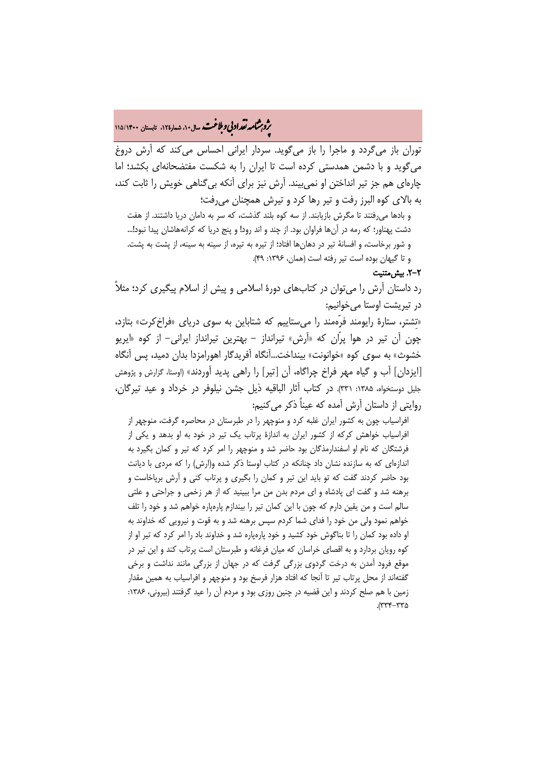توران باز می‌گردد و ماجرا را باز می‌گوید. سردار ایرانی احساس می‌کند که آرش دروغ می‌گوید و با دشمن همدستی کرده است تا ایران را به شکست مفتضحانه‌ای بکشد؛ اما چاره‌ای هم جز تیر انداختن او نمی‌بیند. آرش نیز برای آنکه بی‌گناهی خویش را ثابت کند، به بالای کوه البرز رفت و تیر رها کرد و تیرش همچنان می‌رفت؛

> و بادها می‌رفتند تا مگرش بازیابند. از سه کوه بلند گذشت، که سر به دامان دریا داشتند. از هفت دشت پهناور؛ که رمه در آن‌ها فراوان بود. از چند و اند رود! و پنج دریا که کرانه‌هاشان پیدا نبود!... و شور برخاست، و افسانهٔ تیر در دهان‌ها افتاد؛ از تیره به تیره، از سینه به سینه، از پشت به پشت. و تا گیهان بوده است تیر رفته است (همان، ۱۳۹۶: ۴۹).

### ۲-۲. پیش‌متنیت

رد داستان آرش را می‌توان در کتاب‌های دورهٔ اسلامی و پیش از اسلام پیگیری کرد؛ مثلاً در تیریشت اوستا می‌خوانیم:

«تِشتر، ستارهٔ رایومند فرّه‌مند را می‌ستاییم که شتابان به سوی دریای «فراخ‌کرت» بتازد، چون آن تیر در هوا پرّان که «آرش» تیرانداز – بهترین تیرانداز ایرانی– از کوه «ایریو خشوث» به سوی کوه «خوانونت» بینداخت...آنگاه آفریدگار اهورامزدا بدان دمید، پس آنگاه [ایزدان] آب و گیاه مهر فراخ چراگاه، آن [تیر] را راهی پدید آوردند» (اوستا، گزارش و پژوهش جلیل دوستخواه، ۱۳۸۵: ۳۳۱). در کتاب آثار الباقیه ذیل جشن نیلوفر در خرداد و عید تیرگان، روایتی از داستان آرش آمده که عیناً ذکر می‌کنیم:

> افراسیاب چون به کشور ایران غلبه کرد و منوچهر را در طبرستان در محاصره گرفت، منوچهر از افراسیاب خواهش کرکه از کشور ایران به اندازهٔ پرتاب یک تیر در خود به او بدهد و یکی از فرشتگان که نام او اسفندارمذگان بود حاضر شد و منوچهر را امر کرد که تیر و کمان بگیرد به اندازه‌ای که به سازنده نشان داد چنانکه در کتاب اوستا ذکر شده و(ارش) را که مردی با دیانت بود حاضر کردند گفت که تو باید این تیر و کمان را بگیری و پرتاب کنی و آرش برپاخاست و برهنه شد و گفت ای پادشاه و ای مردم بدن من مرا ببینید که از هر زخمی و جراحتی و علتی سالم است و من یقین دارم که چون با این کمان تیر را بیندازم پاره‌پاره خواهم شد و خود را تلف خواهم نمود ولی من خود را فدای شما کردم سپس برهنه شد و به قوت و نیرویی که خداوند به او داده بود کمان را تا بناگوش خود کشید و خود پاره‌پاره شد و خداوند باد را امر کرد که تیر او از کوه رویان بردارد و به اقصای خراسان که میان فرغانه و طبرستان است پرتاب کند و این تیر در موقع فرود آمدن به درخت گردوی بزرگی گرفت که در جهان از بزرگی مانند نداشت و برخی گفته‌اند از محل پرتاب تیر تا آنجا که افتاد هزار فرسخ بود و منوچهر و افراسیاب به همین مقدار زمین با هم صلح کردند و این قضیه در چنین روزی بود و مردم آن را عید گرفتند (بیرونی، ۱۳۸۶: ۳۳۴-۳۳۵).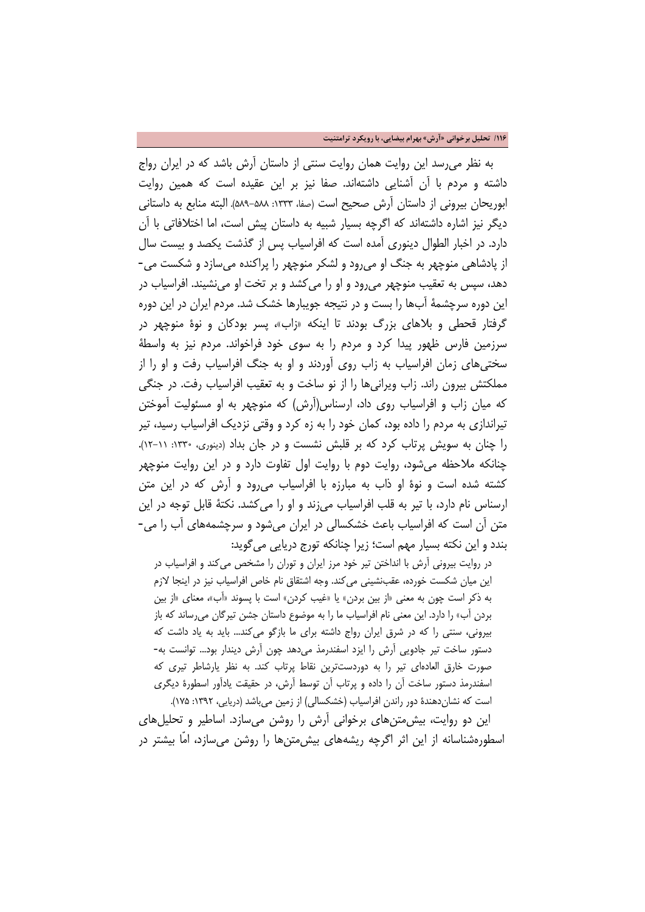به نظر می‌رسد این روایت همان روایت سنتی از داستان آرش باشد که در ایران رواج داشته و مردم با آن آشنایی داشته‌اند. صفا نیز بر این عقیده است که همین روایت ابوریحان بیرونی از داستان آرش صحیح است (صفا، ۱۳۳۳: ۵۸۸-۵۸۹). البته منابع به داستانی دیگر نیز اشاره داشته‌اند که اگرچه بسیار شبیه به داستان پیش است، اما اختلافاتی با آن دارد. در اخبار الطوال دینوری آمده است که افراسیاب پس از گذشت یکصد و بیست سال از پادشاهی منوچهر به جنگ او می‌رود و لشکر منوچهر را پراکنده می‌سازد و شکست می‌دهد، سپس به تعقیب منوچهر می‌رود و او را می‌کشد و بر تخت او می‌نشیند. افراسیاب در این دوره سرچشمهٔ آب‌ها را بست و در نتیجه جویبارها خشک شد. مردم ایران در این دوره گرفتار قحطی و بلاهای بزرگ بودند تا اینکه «زاب»، پسر بودکان و نوهٔ منوچهر در سرزمین فارس ظهور پیدا کرد و مردم را به سوی خود فراخواند. مردم نیز به واسطهٔ سختی‌های زمان افراسیاب به زاب روی آوردند و او به جنگ افراسیاب رفت و او را از مملکتش بیرون راند. زاب ویرانی‌ها را از نو ساخت و به تعقیب افراسیاب رفت. در جنگی که میان زاب و افراسیاب روی داد، ارسناس(آرش) که منوچهر به او مسئولیت آموختن تیراندازی به مردم را داده بود، کمان خود را به زه کرد و وقتی نزدیک افراسیاب رسید، تیر را چنان به سویش پرتاب کرد که بر قلبش نشست و در جان بداد (دینوری، ۱۳۳۰: ۱۱-۱۲). چنانکه ملاحظه می‌شود، روایت دوم با روایت اول تفاوت دارد و در این روایت منوچهر کشته شده است و نوهٔ او ذاب به مبارزه با افراسیاب می‌رود و آرش که در این متن ارسناس نام دارد، با تیر به قلب افراسیاب می‌زند و او را می‌کشد. نکتهٔ قابل توجه در این متن آن است که افراسیاب باعث خشکسالی در ایران می‌شود و سرچشمه‌های آب را می‌بندد و این نکته بسیار مهم است؛ زیرا چنانکه تورج دریایی می‌گوید:

> در روایت بیرونی آرش با انداختن تیر خود مرز ایران و توران را مشخص می‌کند و افراسیاب در این میان شکست خورده، عقب‌نشینی می‌کند. وجه اشتقاق نام خاص افراسیاب نیز در اینجا لازم به ذکر است چون به معنی «از بین بردن» یا «غیب کردن» است با پسوند «آب»، معنای «از بین بردن آب» را دارد. این معنی نام افراسیاب ما را به موضوع داستان جشن تیرگان می‌رساند که باز بیرونی، سنتی را که در شرق ایران رواج داشته برای ما بازگو می‌کند... باید به یاد داشت که دستور ساخت تیر جادویی آرش را ایزد اسفندرمذ می‌دهد چون آرش دیندار بود... توانست به‌صورت خارق العاده‌ای تیر را به دوردست‌ترین نقاط پرتاب کند. به نظر یارشاطر تیری که اسفندرمذ دستور ساخت آن را داده و پرتاب آن توسط آرش، در حقیقت یادآور اسطورهٔ دیگری است که نشان‌دهندهٔ دور راندن افراسیاب (خشکسالی) از زمین می‌باشد (دریایی، ۱۳۹۲: ۱۷۵).

این دو روایت، بیش‌متن‌های برخوانی آرش را روشن می‌سازد. اساطیر و تحلیل‌های اسطوره‌شناسانه از این اثر اگرچه ریشه‌های بیش‌متن‌ها را روشن می‌سازد، امّا بیشتر در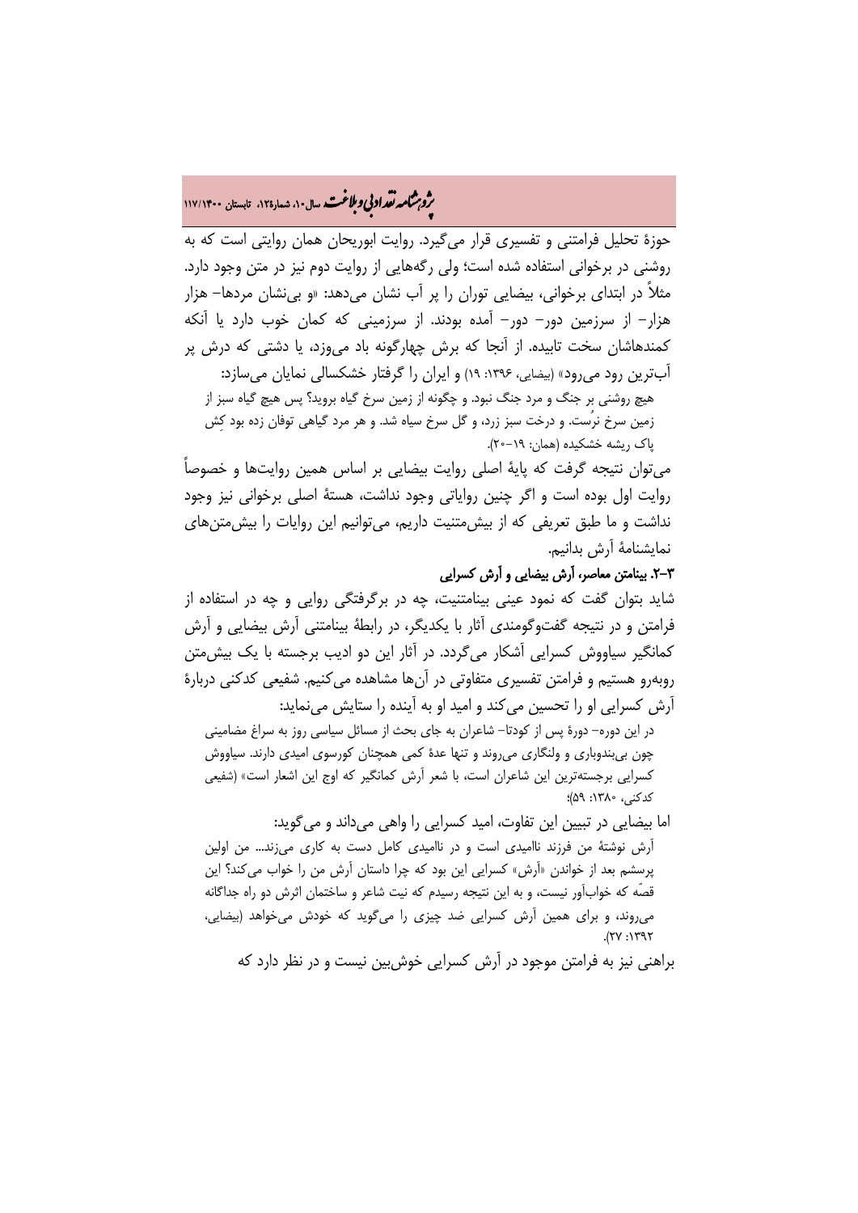حوزهٔ تحلیل فرامتنی و تفسیری قرار می‌گیرد. روایت ابوریحان همان روایتی است که به روشنی در برخوانی استفاده شده است؛ ولی رگه‌هایی از روایت دوم نیز در متن وجود دارد. مثلاً در ابتدای برخوانی، بیضایی توران را پر آب نشان می‌دهد: «و بی‌نشان مردها– هزار هزار– از سرزمین دور– دور– آمده بودند. از سرزمینی که کمان خوب دارد یا آنکه کمندهاشان سخت تابیده. از آنجا که برش چهارگونه باد می‌وزد، یا دشتی که درش پر آب‌ترین رود می‌رود» (بیضایی، ۱۳۹۶: ۱۹) و ایران را گرفتار خشکسالی نمایان می‌سازد:

> هیچ روشنی بر جنگ و مرد جنگ نبود. و چگونه از زمین سرخ گیاه بروید؟ پس هیچ گیاه سبز از زمین سرخ نرُست. و درخت سبز زرد، و گل سرخ سیاه شد. و هر مرد گیاهی توفان زده بود کِش پاک ریشه خشکیده (همان: ۱۹–۲۰).

می‌توان نتیجه گرفت که پایهٔ اصلی روایت بیضایی بر اساس همین روایت‌ها و خصوصاً روایت اول بوده است و اگر چنین روایاتی وجود نداشت، هستهٔ اصلی برخوانی نیز وجود نداشت و ما طبق تعریفی که از بیش‌متنیت داریم، می‌توانیم این روایات را بیش‌متن‌های نمایشنامهٔ آرش بدانیم.

### ۳–۲. بینامتن معاصر، آرش بیضایی و آرش کسرایی

شاید بتوان گفت که نمود عینی بینامتنیت، چه در برگرفتگی روایی و چه در استفاده از فرامتن و در نتیجه گفت‌وگومندی آثار با یکدیگر، در رابطهٔ بینامتنی آرش بیضایی و آرش کمانگیر سیاووش کسرایی آشکار می‌گردد. در آثار این دو ادیب برجسته با یک بیش‌متن روبه‌رو هستیم و فرامتن تفسیری متفاوتی در آن‌ها مشاهده می‌کنیم. شفیعی کدکنی دربارهٔ آرش کسرایی او را تحسین می‌کند و امید او به آینده را ستایش می‌نماید:

> در این دوره– دورهٔ پس از کودتا– شاعران به جای بحث از مسائل سیاسی روز به سراغ مضامینی چون بی‌بندوباری و ولنگاری می‌روند و تنها عدهٔ کمی همچنان کورسوی امیدی دارند. سیاووش کسرایی برجسته‌ترین این شاعران است، با شعر آرش کمانگیر که اوج این اشعار است» (شفیعی کدکنی، ۱۳۸۰: ۵۹)؛

اما بیضایی در تبیین این تفاوت، امید کسرایی را واهی می‌داند و می‌گوید:

> آرش نوشتهٔ من فرزند ناامیدی است و در ناامیدی کامل دست به کاری می‌زند... من اولین پرسشم بعد از خواندن «آرش» کسرایی این بود که چرا داستان آرش من را خواب می‌کند؟ این قصّه که خواب‌آور نیست، و به این نتیجه رسیدم که نیت شاعر و ساختمان اثرش دو راه جداگانه می‌روند، و برای همین آرش کسرایی ضد چیزی را می‌گوید که خودش می‌خواهد (بیضایی، ۱۳۹۲: ۲۷).

براهنی نیز به فرامتن موجود در آرش کسرایی خوش‌بین نیست و در نظر دارد که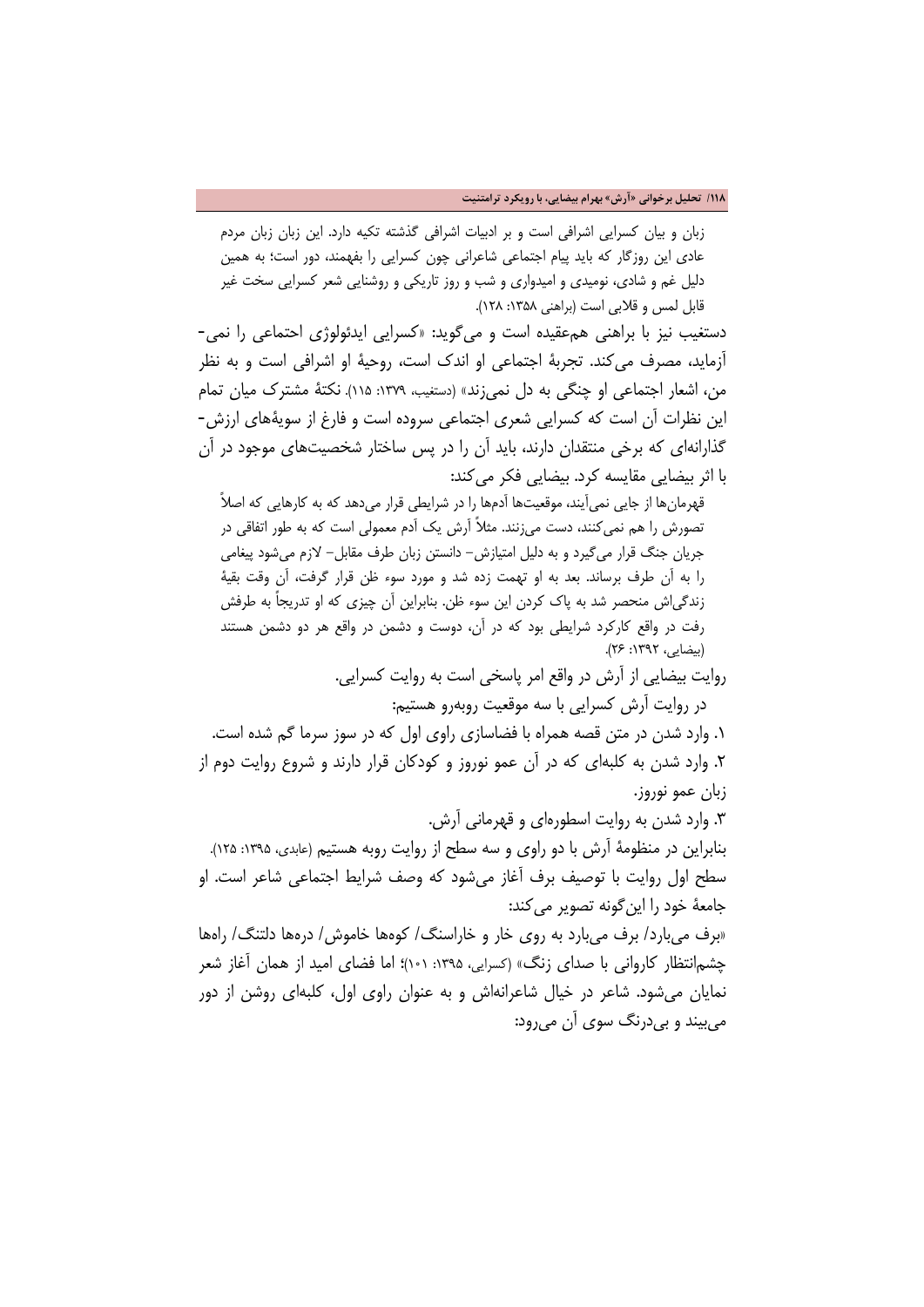> زبان و بیان کسرایی اشرافی است و بر ادبیات اشرافی گذشته تکیه دارد. این زبان زبان مردم عادی این روزگار که باید پیام اجتماعی شاعرانی چون کسرایی را بفهمند، دور است؛ به همین دلیل غم و شادی، نومیدی و امیدواری و شب و روز تاریکی و روشنایی شعر کسرایی سخت غیر قابل لمس و قلابی است (براهنی ۱۳۵۸: ۱۲۸).

دستغیب نیز با براهنی هم‌عقیده است و می‌گوید: «کسرایی ایدئولوژی احتماعی را نمی‌آزماید، مصرف می‌کند. تجربهٔ اجتماعی او اندک است، روحیهٔ او اشرافی است و به نظر من، اشعار اجتماعی او چنگی به دل نمی‌زند» (دستغیب، ۱۳۷۹: ۱۱۵). نکتهٔ مشترک میان تمام این نظرات آن است که کسرایی شعری اجتماعی سروده است و فارغ از سویه‌های ارزش‌گذارانه‌ای که برخی منتقدان دارند، باید آن را در پس ساختار شخصیت‌های موجود در آن با اثر بیضایی مقایسه کرد. بیضایی فکر می‌کند:

> قهرمان‌ها از جایی نمی‌آیند، موقعیت‌ها آدم‌ها را در شرایطی قرار می‌دهد که به کارهایی که اصلاً تصورش را هم نمی‌کنند، دست می‌زنند. مثلاً آرش یک آدم معمولی است که به طور اتفاقی در جریان جنگ قرار می‌گیرد و به دلیل امتیازش- دانستن زبان طرف مقابل- لازم می‌شود پیغامی را به آن طرف برساند. بعد به او تهمت زده شد و مورد سوء ظن قرار گرفت، آن وقت بقیهٔ زندگی‌اش منحصر شد به پاک کردن این سوء ظن. بنابراین آن چیزی که او تدریجاً به طرفش رفت در واقع کارکرد شرایطی بود که در آن، دوست و دشمن در واقع هر دو دشمن هستند (بیضایی، ۱۳۹۲: ۲۶).

روایت بیضایی از آرش در واقع امر پاسخی است به روایت کسرایی.

در روایت آرش کسرایی با سه موقعیت روبه‌رو هستیم:

۱. وارد شدن در متن قصه همراه با فضاسازی راوی اول که در سوز سرما گم شده است.

۲. وارد شدن به کلبه‌ای که در آن عمو نوروز و کودکان قرار دارند و شروع روایت دوم از زبان عمو نوروز.

۳. وارد شدن به روایت اسطوره‌ای و قهرمانی آرش.

بنابراین در منظومهٔ آرش با دو راوی و سه سطح از روایت روبه هستیم (عابدی، ۱۳۹۵: ۱۲۵). سطح اول روایت با توصیف برف آغاز می‌شود که وصف شرایط اجتماعی شاعر است. او جامعهٔ خود را این‌گونه تصویر می‌کند:

«برف می‌بارد/ برف می‌بارد به روی خار و خاراسنگ/ کوه‌ها خاموش/ دره‌ها دلتنگ/ راه‌ها چشم‌انتظار کاروانی با صدای زنگ» (کسرایی، ۱۳۹۵: ۱۰۱)؛ اما فضای امید از همان آغاز شعر نمایان می‌شود. شاعر در خیال شاعرانه‌اش و به عنوان راوی اول، کلبه‌ای روشن از دور می‌بیند و بی‌درنگ سوی آن می‌رود: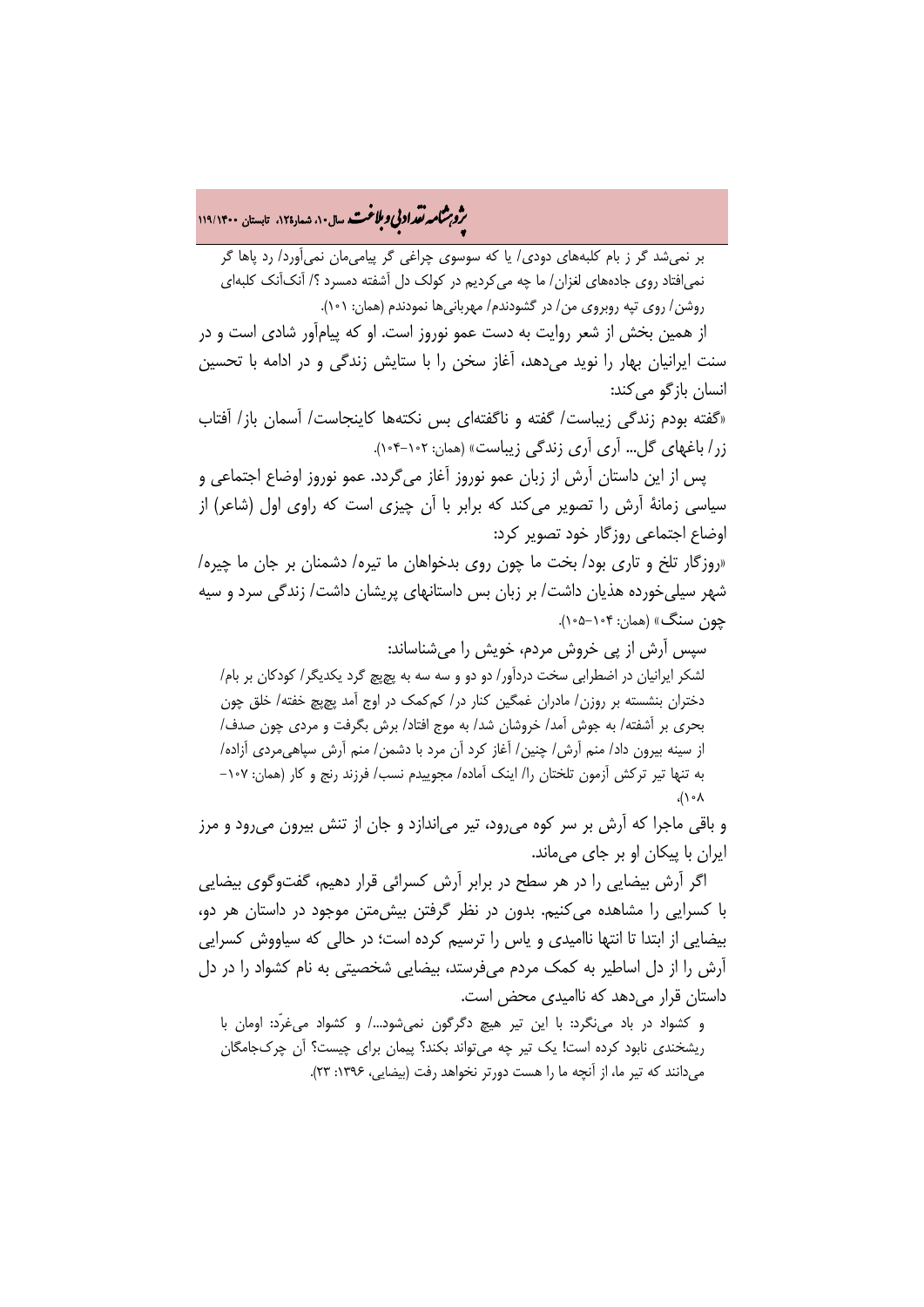بر نمی‌شد گر ز بام کلبه‌های دودی/ یا که سوسوی چراغی گر پیامی‌مان نمی‌آورد/ رد پاها گر نمی‌افتاد روی جاده‌های لغزان/ ما چه می‌کردیم در کولک دل آشفته دمسرد ؟/ آنک‌آنک کلبه‌ای روشن/ روی تپه روبروی من/ در گشودندم/ مهربانی‌ها نمودندم (همان: ۱۰۱).

از همین بخش از شعر روایت به دست عمو نوروز است. او که پیام‌آور شادی است و در سنت ایرانیان بهار را نوید می‌دهد، آغاز سخن را با ستایش زندگی و در ادامه با تحسین انسان بازگو می‌کند:

«گفته بودم زندگی زیباست/ گفته و ناگفته‌ای بس نکته‌ها کاینجاست/ آسمان باز/ آفتاب زر/ باغهای گل... آری آری زندگی زیباست» (همان: ۱۰۲-۱۰۴).

پس از این داستان آرش از زبان عمو نوروز آغاز می‌گردد. عمو نوروز اوضاع اجتماعی و سیاسی زمانهٔ آرش را تصویر می‌کند که برابر با آن چیزی است که راوی اول (شاعر) از اوضاع اجتماعی روزگار خود تصویر کرد:

«روزگار تلخ و تاری بود/ بخت ما چون روی بدخواهان ما تیره/ دشمنان بر جان ما چیره/ شهر سیلی‌خورده هذیان داشت/ بر زبان بس داستانهای پریشان داشت/ زندگی سرد و سیه چون سنگ» (همان: ۱۰۴-۱۰۵).

سپس آرش از پی خروش مردم، خویش را می‌شناساند:

لشکر ایرانیان در اضطرابی سخت دردآور/ دو دو و سه سه به پچپچ گرد یکدیگر/ کودکان بر بام/ دختران بنشسته بر روزن/ مادران غمگین کنار در/ کم‌کمک در اوج آمد پچپچ خفته/ خلق چون بحری بر آشفته/ به جوش آمد/ خروشان شد/ به موج افتاد/ برش بگرفت و مردی چون صدف/ از سینه بیرون داد/ منم آرش/ چنین/ آغاز کرد آن مرد با دشمن/ منم آرش سپاهی‌مردی آزاده/ به تنها تیر ترکش آزمون تلختان را/ اینک آماده/ مجوییدم نسب/ فرزند رنج و کار (همان: ۱۰۷-۱۰۸).

و باقی ماجرا که آرش بر سر کوه می‌رود، تیر می‌اندازد و جان از تنش بیرون می‌رود و مرز ایران با پیکان او بر جای می‌ماند.

اگر آرش بیضایی را در هر سطح در برابر آرش کسرائی قرار دهیم، گفت‌وگوی بیضایی با کسرایی را مشاهده می‌کنیم. بدون در نظر گرفتن بیش‌متن موجود در داستان هر دو، بیضایی از ابتدا تا انتها ناامیدی و یاس را ترسیم کرده است؛ در حالی که سیاووش کسرایی آرش را از دل اساطیر به کمک مردم می‌فرستد، بیضایی شخصیتی به نام کشواد را در دل داستان قرار می‌دهد که ناامیدی محض است.

و کشواد در باد می‌نگرد: با این تیر هیچ دگرگون نمی‌شود.../ و کشواد می‌غرّد: اومان با ریشخندی نابود کرده است! یک تیر چه می‌تواند بکند؟ پیمان برای چیست؟ آن چرک‌جامگان می‌دانند که تیر ما، از آنچه ما را هست دورتر نخواهد رفت (بیضایی، ۱۳۹۶: ۲۳).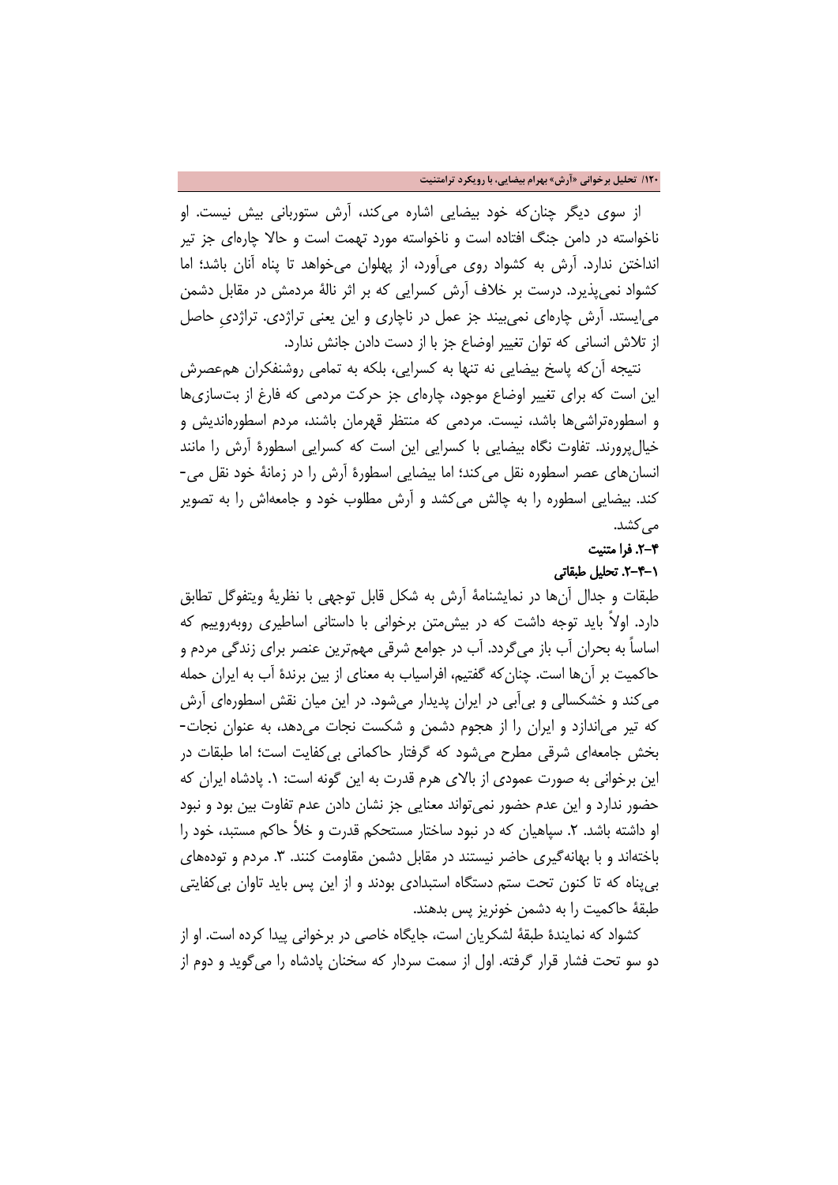از سوی دیگر چنان‌که خود بیضایی اشاره می‌کند، آرش ستوربانی بیش نیست. او ناخواسته در دامن جنگ افتاده است و ناخواسته مورد تهمت است و حالا چاره‌ای جز تیر انداختن ندارد. آرش به کشواد روی می‌آورد، از پهلوان می‌خواهد تا پناه آنان باشد؛ اما کشواد نمی‌پذیرد. درست بر خلاف آرش کسرایی که بر اثر نالهٔ مردمش در مقابل دشمن می‌ایستد. آرش چاره‌ای نمی‌بیند جز عمل در ناچاری و این یعنی تراژدی. تراژدیِ حاصل از تلاش انسانی که توان تغییر اوضاع جز با از دست دادن جانش ندارد.

نتیجه آن‌که پاسخ بیضایی نه تنها به کسرایی، بلکه به تمامی روشنفکران هم‌عصرش این است که برای تغییر اوضاع موجود، چاره‌ای جز حرکت مردمی که فارغ از بت‌سازی‌ها و اسطوره‌تراشی‌ها باشد، نیست. مردمی که منتظر قهرمان باشند، مردم اسطوره‌اندیش و خیال‌پرورند. تفاوت نگاه بیضایی با کسرایی این است که کسرایی اسطورهٔ آرش را مانند انسان‌های عصر اسطوره نقل می‌کند؛ اما بیضایی اسطورهٔ آرش را در زمانهٔ خود نقل می‌کند. بیضایی اسطوره را به چالش می‌کشد و آرش مطلوب خود و جامعه‌اش را به تصویر می‌کشد.

### ۳-۲. فرا متنیت

#### ۱-۳-۲. تحلیل طبقاتی

طبقات و جدال آن‌ها در نمایشنامهٔ آرش به شکل قابل توجهی با نظریهٔ ویتفوگل تطابق دارد. اولاً باید توجه داشت که در بیش‌متن برخوانی با داستانی اساطیری روبه‌روییم که اساساً به بحران آب باز می‌گردد. آب در جوامع شرقی مهم‌ترین عنصر برای زندگی مردم و حاکمیت بر آن‌ها است. چنان‌که گفتیم، افراسیاب به معنای از بین برندهٔ آب به ایران حمله می‌کند و خشکسالی و بی‌آبی در ایران پدیدار می‌شود. در این میان نقش اسطوره‌ای آرش که تیر می‌اندازد و ایران را از هجوم دشمن و شکست نجات می‌دهد، به عنوان نجات‌بخش جامعه‌ای شرقی مطرح می‌شود که گرفتار حاکمانی بی‌کفایت است؛ اما طبقات در این برخوانی به صورت عمودی از بالای هرم قدرت به این گونه است: ۱. پادشاه ایران که حضور ندارد و این عدم حضور نمی‌تواند معنایی جز نشان دادن عدم تفاوت بین بود و نبود او داشته باشد. ۲. سپاهیان که در نبود ساختار مستحکم قدرت و خلأ حاکم مستبد، خود را باخته‌اند و با بهانه‌گیری حاضر نیستند در مقابل دشمن مقاومت کنند. ۳. مردم و توده‌های بی‌پناه که تا کنون تحت ستم دستگاه استبدادی بودند و از این پس باید تاوان بی‌کفایتی طبقهٔ حاکمیت را به دشمن خونریز پس بدهند.

کشواد که نمایندهٔ طبقهٔ لشکریان است، جایگاه خاصی در برخوانی پیدا کرده است. او از دو سو تحت فشار قرار گرفته. اول از سمت سردار که سخنان پادشاه را می‌گوید و دوم از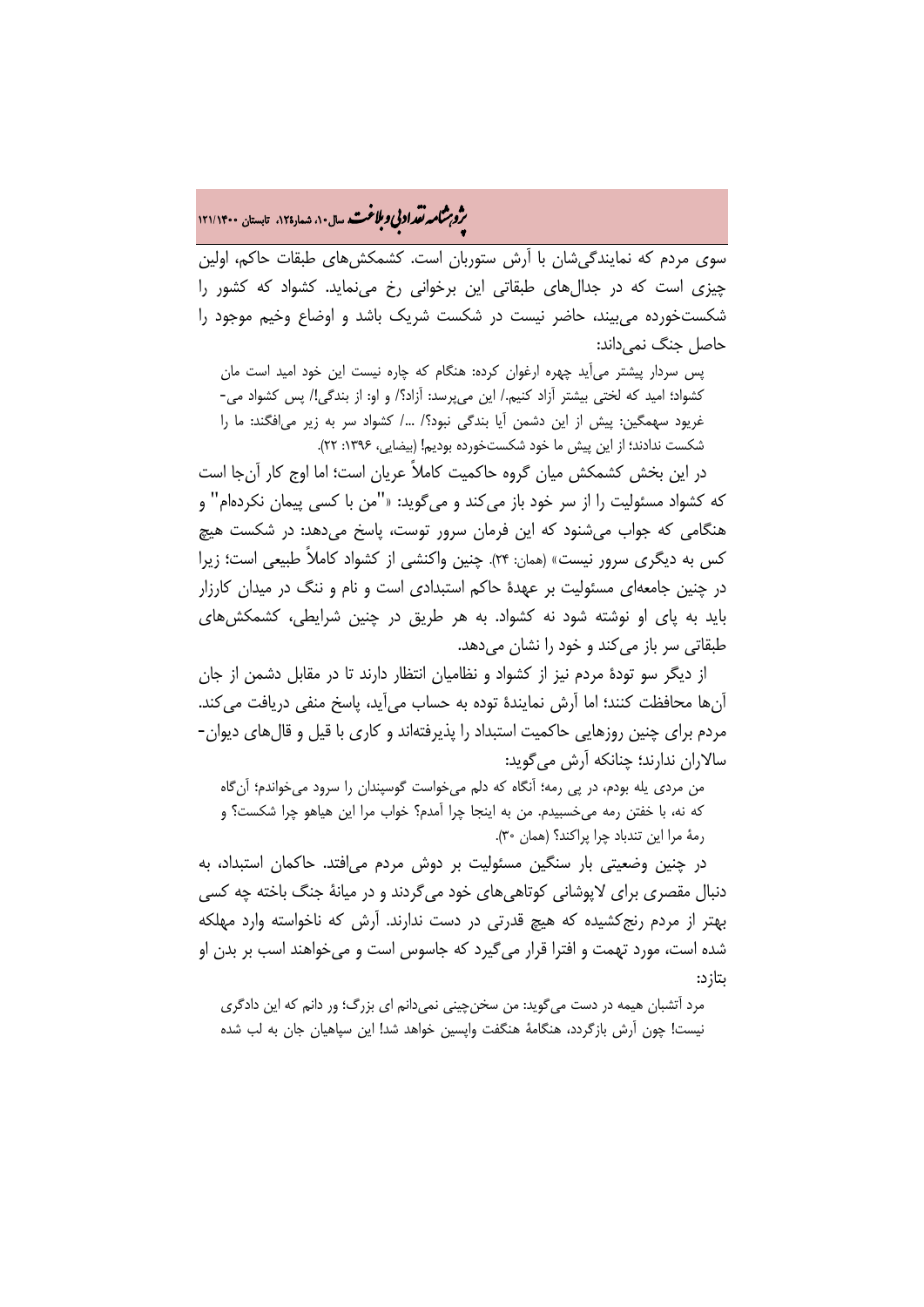سوی مردم که نمایندگی‌شان با آرش ستوربان است. کشمکش‌های طبقات حاکم، اولین چیزی است که در جدال‌های طبقاتی این برخوانی رخ می‌نماید. کشواد که کشور را شکست‌خورده می‌بیند، حاضر نیست در شکست شریک باشد و اوضاع وخیم موجود را حاصل جنگ نمی‌داند:

> پس سردار پیشتر می‌آید چهره ارغوان کرده: هنگام که چاره نیست این خود امید است مان کشواد؛ امید که لختی بیشتر آزاد کنیم./ این می‌پرسد: آزاد؟/ و او: از بندگی!/ پس کشواد می‌غریود سهمگین: پیش از این دشمن آیا بندگی نبود؟/ .../ کشواد سر به زیر می‌افگند: ما را شکست ندادند؛ از این پیش ما خود شکست‌خورده بودیم! (بیضایی، ۱۳۹۶: ۲۲).

در این بخش کشمکش میان گروه حاکمیت کاملاً عریان است؛ اما اوج کار آن‌جا است که کشواد مسئولیت را از سر خود باز می‌کند و می‌گوید: «"من با کسی پیمان نکرده‌ام" و هنگامی که جواب می‌شنود که این فرمان سرور توست، پاسخ می‌دهد: در شکست هیچ کس به دیگری سرور نیست» (همان: ۲۴). چنین واکنشی از کشواد کاملاً طبیعی است؛ زیرا در چنین جامعه‌ای مسئولیت بر عهدهٔ حاکم استبدادی است و نام و ننگ در میدان کارزار باید به پای او نوشته شود نه کشواد. به هر طریق در چنین شرایطی، کشمکش‌های طبقاتی سر باز می‌کند و خود را نشان می‌دهد.

از دیگر سو تودهٔ مردم نیز از کشواد و نظامیان انتظار دارند تا در مقابل دشمن از جان آن‌ها محافظت کنند؛ اما آرش نمایندهٔ توده به حساب می‌آید، پاسخ منفی دریافت می‌کند. مردم برای چنین روزهایی حاکمیت استبداد را پذیرفته‌اند و کاری با قیل و قال‌های دیوان‌سالاران ندارند؛ چنانکه آرش می‌گوید:

> من مردی یله بودم، در پی رمه؛ آنگاه که دلم می‌خواست گوسپندان را سرود می‌خواندم؛ آن‌گاه که نه، با خفتن رمه می‌خسبیدم. من به اینجا چرا آمدم؟ خواب مرا این هیاهو چرا شکست؟ و رمهٔ مرا این تندباد چرا پراکند؟ (همان ۳۰).

در چنین وضعیتی بار سنگین مسئولیت بر دوش مردم می‌افتد. حاکمان استبداد، به دنبال مقصری برای لاپوشانی کوتاهی‌های خود می‌گردند و در میانهٔ جنگ باخته چه کسی بهتر از مردم رنج‌کشیده که هیچ قدرتی در دست ندارند. آرش که ناخواسته وارد مهلکه شده است، مورد تهمت و افترا قرار می‌گیرد که جاسوس است و می‌خواهند اسب بر بدن او بتازد:

> مرد آتشبان هیمه در دست می‌گوید: من سخن‌چینی نمی‌دانم ای بزرگ؛ ور دانم که این دادگری نیست! چون آرش بازگردد، هنگامهٔ هنگفت واپسین خواهد شد! این سپاهیان جان به لب شده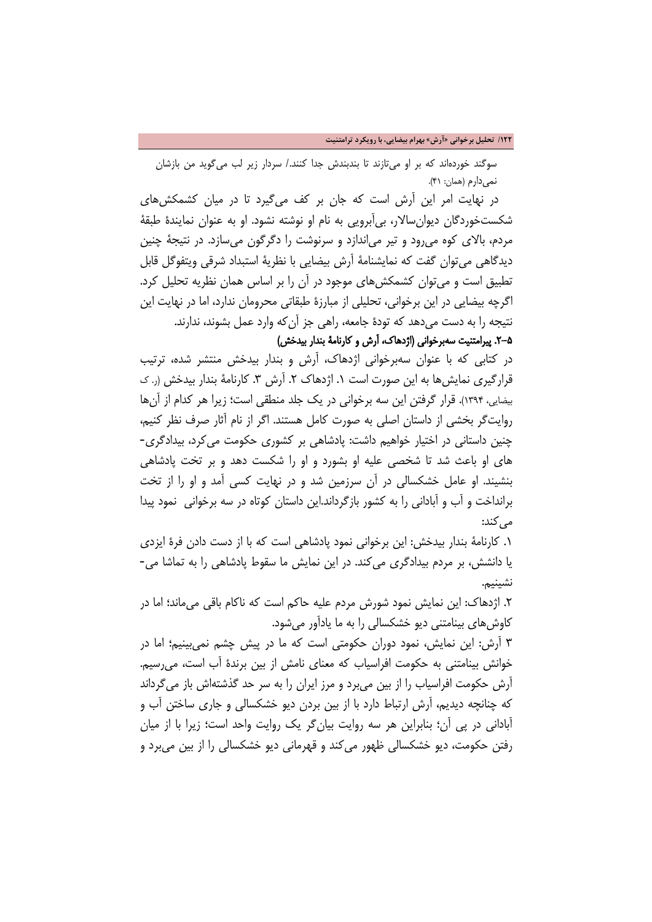سوگند خورده‌اند که بر او می‌تازند تا بندبندش جدا کنند./ سردار زیر لب می‌گوید من بازشان نمی‌دارم (همان: ۴۱).

در نهایت امر این آرش است که جان بر کف می‌گیرد تا در میان کشمکش‌های شکست‌خوردگان دیوان‌سالار، بی‌آبرویی به نام او نوشته نشود. او به عنوان نمایندهٔ طبقهٔ مردم، بالای کوه می‌رود و تیر می‌اندازد و سرنوشت را دگرگون می‌سازد. در نتیجهٔ چنین دیدگاهی می‌توان گفت که نمایشنامهٔ آرش بیضایی با نظریهٔ استبداد شرقی ویتفوگل قابل تطبیق است و می‌توان کشمکش‌های موجود در آن را بر اساس همان نظریه تحلیل کرد. اگرچه بیضایی در این برخوانی، تحلیلی از مبارزهٔ طبقاتی محرومان ندارد، اما در نهایت این نتیجه را به دست می‌دهد که تودهٔ جامعه، راهی جز آن‌که وارد عمل بشوند، ندارند.

**۵-۲. پیرامتنیت سه‌برخوانی (اژدهاک، آرش و کارنامهٔ بندار بیدخش)**

در کتابی که با عنوان سه‌برخوانی اژدهاک، آرش و بندار بیدخش منتشر شده، ترتیب قرارگیری نمایش‌ها به این صورت است ۱. اژدهاک ۲. آرش ۳. کارنامهٔ بندار بیدخش (ر. ک بیضایی، ۱۳۹۴). قرار گرفتن این سه برخوانی در یک جلد منطقی است؛ زیرا هر کدام از آن‌ها روایت‌گر بخشی از داستان اصلی به صورت کامل هستند. اگر از نام آثار صرف نظر کنیم، چنین داستانی در اختیار خواهیم داشت: پادشاهی بر کشوری حکومت می‌کرد، بیدادگری-های او باعث شد تا شخصی علیه او بشورد و او را شکست دهد و بر تخت پادشاهی بنشیند. او عامل خشکسالی در آن سرزمین شد و در نهایت کسی آمد و او را از تخت برانداخت و آب و آبادانی را به کشور بازگرداند.این داستان کوتاه در سه برخوانی نمود پیدا می‌کند:

۱. کارنامهٔ بندار بیدخش: این برخوانی نمود پادشاهی است که با از دست دادن فرهٔ ایزدی یا دانشش، بر مردم بیدادگری می‌کند. در این نمایش ما سقوط پادشاهی را به تماشا می-نشینیم.

۲. اژدهاک: این نمایش نمود شورش مردم علیه حاکم است که ناکام باقی می‌ماند؛ اما در کاوش‌های بینامتنی دیو خشکسالی را به ما یادآور می‌شود.

۳ آرش: این نمایش، نمود دوران حکومتی است که ما در پیش چشم نمی‌بینیم؛ اما در خوانش بینامتنی به حکومت افراسیاب که معنای نامش از بین برندهٔ آب است، می‌رسیم. آرش حکومت افراسیاب را از بین می‌برد و مرز ایران را به سر حد گذشته‌اش باز می‌گرداند که چنانچه دیدیم، آرش ارتباط دارد با از بین بردن دیو خشکسالی و جاری ساختن آب و آبادانی در پی آن؛ بنابراین هر سه روایت بیان‌گر یک روایت واحد است؛ زیرا با از میان رفتن حکومت، دیو خشکسالی ظهور می‌کند و قهرمانی دیو خشکسالی را از بین می‌برد و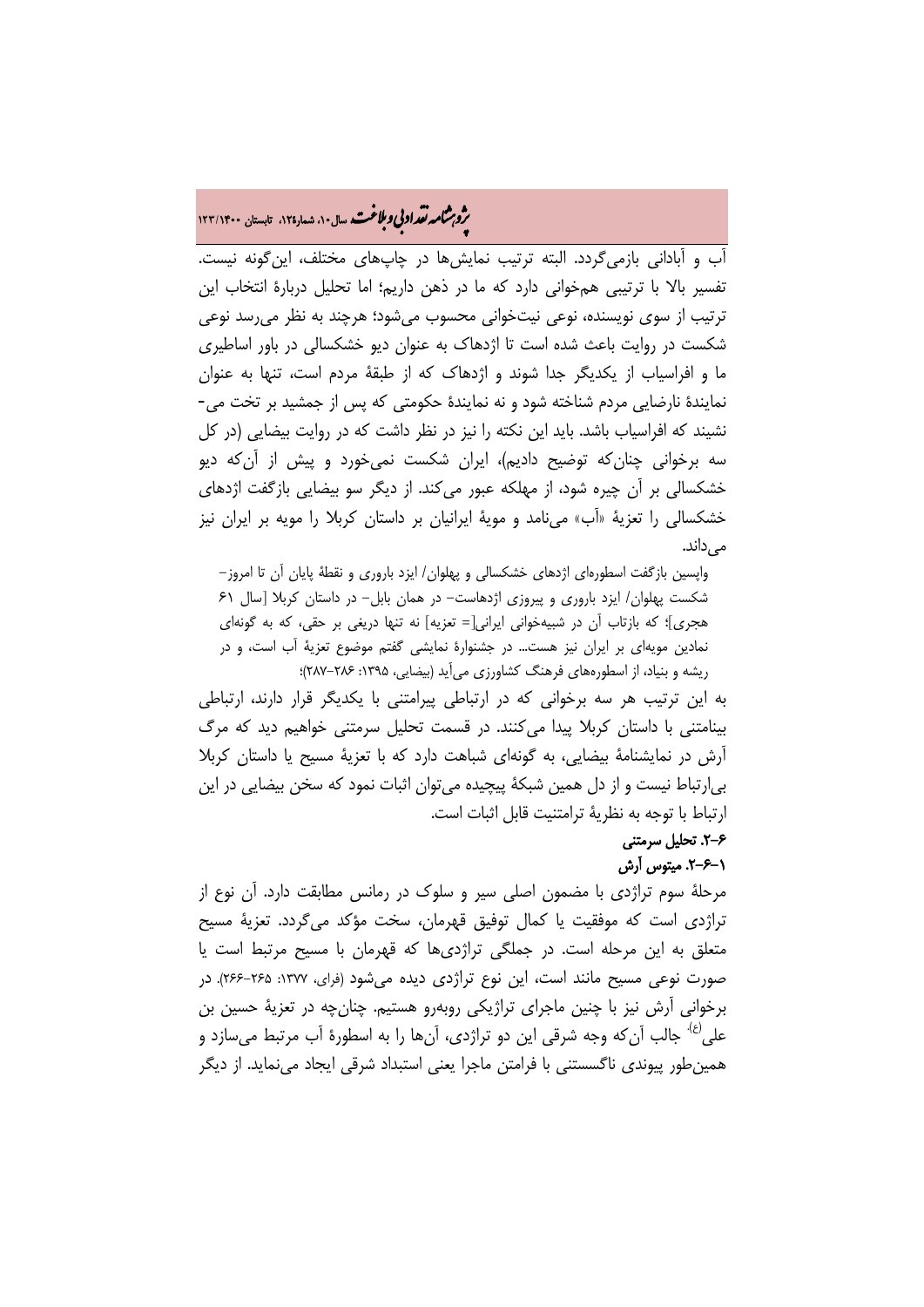آب و آبادانی بازمی‌گردد. البته ترتیب نمایش‌ها در چاپ‌های مختلف، این‌گونه نیست. تفسیر بالا با ترتیبی هم‌خوانی دارد که ما در ذهن داریم؛ اما تحلیل دربارهٔ انتخاب این ترتیب از سوی نویسنده، نوعی نیت‌خوانی محسوب می‌شود؛ هرچند به نظر می‌رسد نوعی شکست در روایت باعث شده است تا اژدهاک به عنوان دیو خشکسالی در باور اساطیری ما و افراسیاب از یکدیگر جدا شوند و اژدهاک که از طبقهٔ مردم است، تنها به عنوان نمایندهٔ نارضایی مردم شناخته شود و نه نمایندهٔ حکومتی که پس از جمشید بر تخت می‌نشیند که افراسیاب باشد. باید این نکته را نیز در نظر داشت که در روایت بیضایی (در کل سه برخوانی چنان‌که توضیح دادیم)، ایران شکست نمی‌خورد و پیش از آن‌که دیو خشکسالی بر آن چیره شود، از مهلکه عبور می‌کند. از دیگر سو بیضایی بازگفت اژدهای خشکسالی را تعزیهٔ «آب» می‌نامد و مویهٔ ایرانیان بر داستان کربلا را مویه بر ایران نیز می‌داند.

> واپسین بازگفت اسطوره‌ای اژدهای خشکسالی و پهلوان/ ایزد باروری و نقطهٔ پایان آن تا امروز- شکست پهلوان/ ایزد باروری و پیروزی اژدهاست- در همان بابل- در داستان کربلا [سال ۶۱ هجری]؛ که بازتاب آن در شبیه‌خوانی ایرانی[= تعزیه] نه تنها دریغی بر حقی، که به گونه‌ای نمادین مویه‌ای بر ایران نیز هست... در جشنوارهٔ نمایشی گفتم موضوع تعزیهٔ آب است، و در ریشه و بنیاد، از اسطوره‌های فرهنگ کشاورزی می‌آید (بیضایی، ۱۳۹۵: ۲۸۶-۲۸۷)؛

به این ترتیب هر سه برخوانی که در ارتباطی پیرامتنی با یکدیگر قرار دارند، ارتباطی بینامتنی با داستان کربلا پیدا می‌کنند. در قسمت تحلیل سرمتنی خواهیم دید که مرگ آرش در نمایشنامهٔ بیضایی، به گونه‌ای شباهت دارد که با تعزیهٔ مسیح یا داستان کربلا بی‌ارتباط نیست و از دل همین شبکهٔ پیچیده می‌توان اثبات نمود که سخن بیضایی در این ارتباط با توجه به نظریهٔ ترامتنیت قابل اثبات است.

### ۶-۲. تحلیل سرمتنی

#### ۱-۶-۲. میتوس آرش

مرحلهٔ سوم تراژدی با مضمون اصلی سیر و سلوک در رمانس مطابقت دارد. آن نوع از تراژدی است که موفقیت یا کمال توفیق قهرمان، سخت مؤکد می‌گردد. تعزیهٔ مسیح متعلق به این مرحله است. در جملگی تراژدی‌ها که قهرمان با مسیح مرتبط است یا صورت نوعی مسیح مانند است، این نوع تراژدی دیده می‌شود (فرای، ۱۳۷۷: ۲۶۵-۲۶۶). در برخوانی آرش نیز با چنین ماجرای تراژیکی روبه‌رو هستیم. چنان‌چه در تعزیهٔ حسین بن علی(ع) جالب آن‌که وجه شرقی این دو تراژدی، آن‌ها را به اسطورهٔ آب مرتبط می‌سازد و همین‌طور پیوندی ناگسستنی با فرامتن ماجرا یعنی استبداد شرقی ایجاد می‌نماید. از دیگر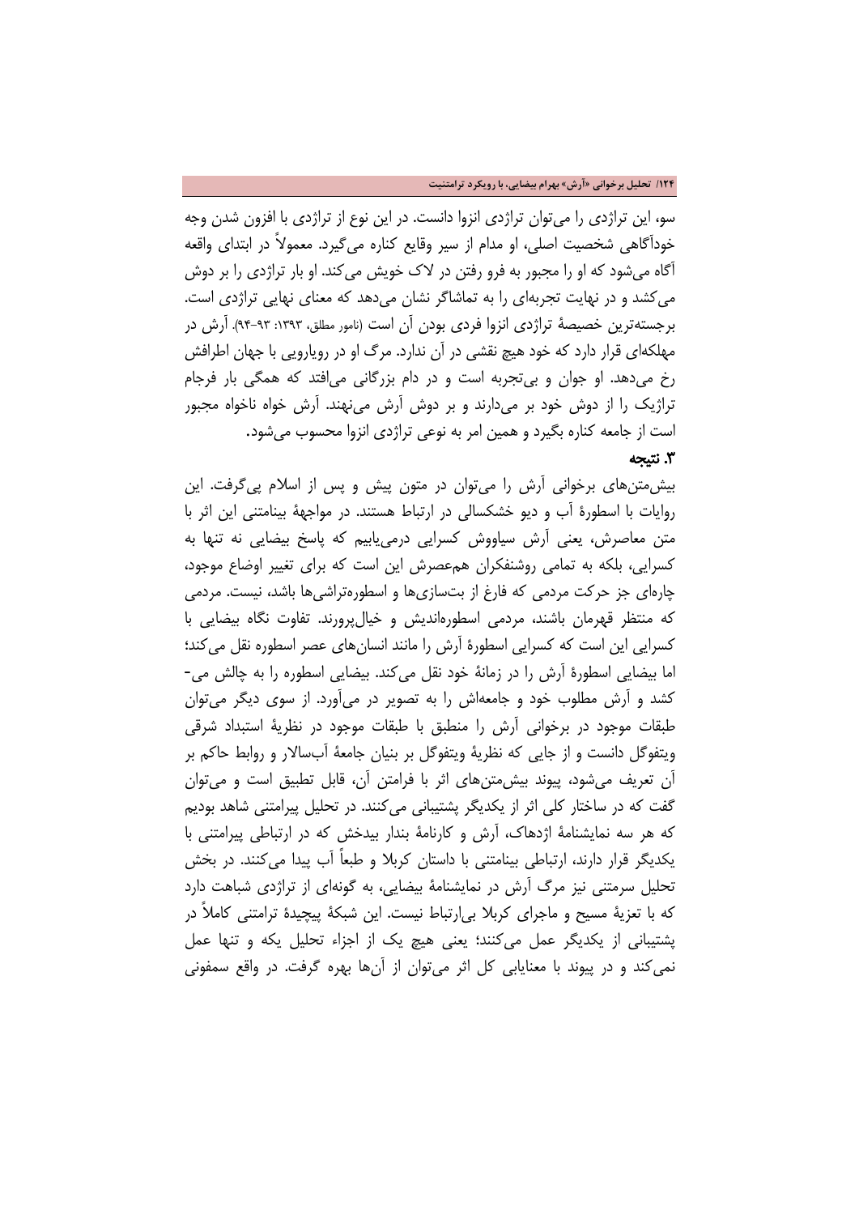سو، این تراژدی را می‌توان تراژدی انزوا دانست. در این نوع از تراژدی با افزون شدن وجه خودآگاهی شخصیت اصلی، او مدام از سیر وقایع کناره می‌گیرد. معمولاً در ابتدای واقعه آگاه می‌شود که او را مجبور به فرو رفتن به لاک خویش می‌کند. او بار تراژدی را بر دوش می‌کشد و در نهایت تجربه‌ای را به تماشاگر نشان می‌دهد که معنای نهایی تراژدی است. برجسته‌ترین خصیصهٔ تراژدی انزوا فردی بودن آن است (نامور مطلق، ۱۳۹۳: ۹۳-۹۴). آرش در مهلکه‌ای قرار دارد که خود هیچ نقشی در آن ندارد. مرگ او در رویارویی با جهان اطرافش رخ می‌دهد. او جوان و بی‌تجربه است و در دام بزرگانی می‌افتد که همگی بار فرجام تراژیک را از دوش خود بر می‌دارند و بر دوش آرش می‌نهند. آرش خواه ناخواه مجبور است از جامعه کناره بگیرد و همین امر به نوعی تراژدی انزوا محسوب می‌شود.

### ۳. نتیجه

بیش‌متن‌های برخوانی آرش را می‌توان در متون پیش و پس از اسلام پی‌گرفت. این روایات با اسطورهٔ آب و دیو خشکسالی در ارتباط هستند. در مواجههٔ بینامتنی این اثر با متن معاصرش، یعنی آرش سیاووش کسرایی درمی‌یابیم که پاسخ بیضایی نه تنها به کسرایی، بلکه به تمامی روشنفکران هم‌عصرش این است که برای تغییر اوضاع موجود، چاره‌ای جز حرکت مردمی که فارغ از بت‌سازی‌ها و اسطوره‌تراشی‌ها باشد، نیست. مردمی که منتظر قهرمان باشند، مردمی اسطوره‌اندیش و خیال‌پرورند. تفاوت نگاه بیضایی با کسرایی این است که کسرایی اسطورهٔ آرش را مانند انسان‌های عصر اسطوره نقل می‌کند؛ اما بیضایی اسطورهٔ آرش را در زمانهٔ خود نقل می‌کند. بیضایی اسطوره را به چالش می‌کشد و آرش مطلوب خود و جامعه‌اش را به تصویر در می‌آورد. از سوی دیگر می‌توان طبقات موجود در برخوانی آرش را منطبق با طبقات موجود در نظریهٔ استبداد شرقی ویتفوگل دانست و از جایی که نظریهٔ ویتفوگل بر بنیان جامعهٔ آب‌سالار و روابط حاکم بر آن تعریف می‌شود، پیوند بیش‌متن‌های اثر با فرامتن آن، قابل تطبیق است و می‌توان گفت که در ساختار کلی اثر از یکدیگر پشتیبانی می‌کنند. در تحلیل پیرامتنی شاهد بودیم که هر سه نمایشنامهٔ اژدهاک، آرش و کارنامهٔ بندار بیدخش که در ارتباطی پیرامتنی با یکدیگر قرار دارند، ارتباطی بینامتنی با داستان کربلا و طبعاً آب پیدا می‌کنند. در بخش تحلیل سرمتنی نیز مرگ آرش در نمایشنامهٔ بیضایی، به گونه‌ای از تراژدی شباهت دارد که با تعزیهٔ مسیح و ماجرای کربلا بی‌ارتباط نیست. این شبکهٔ پیچیدهٔ ترامتنی کاملاً در پشتیبانی از یکدیگر عمل می‌کنند؛ یعنی هیچ یک از اجزاء تحلیل یکه و تنها عمل نمی‌کند و در پیوند با معنایابی کل اثر می‌توان از آن‌ها بهره گرفت. در واقع سمفونی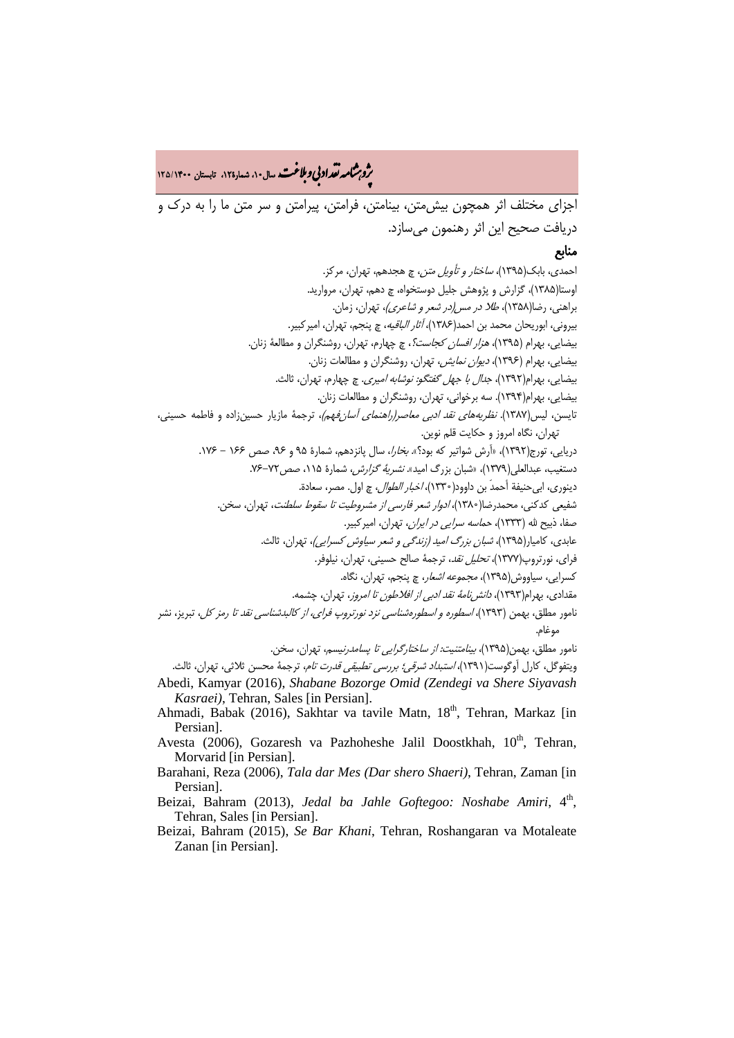اجزای مختلف اثر همچون بیش‌متن، بینامتن، فرامتن، پیرامتن و سر متن ما را به درک و دریافت صحیح این اثر رهنمون می‌سازد.

## منابع

احمدی، بابک(۱۳۹۵)، *ساختار و تأویل متن*، چ هجدهم، تهران، مرکز.

اوستا(۱۳۸۵)، گزارش و پژوهش جلیل دوستخواه، چ دهم، تهران، مروارید.

براهنی، رضا(۱۳۵۸)، *طلا در مس(در شعر و شاعری)*، تهران، زمان.

بیرونی، ابوریحان محمد بن احمد(۱۳۸۶)، *آثار الباقیه*، چ پنجم، تهران، امیرکبیر.

بیضایی، بهرام (۱۳۹۵)، *هزار افسان کجاست؟*، چ چهارم، تهران، روشنگران و مطالعهٔ زنان.

بیضایی، بهرام (۱۳۹۶)، *دیوان نمایش*، تهران، روشنگران و مطالعات زنان.

بیضایی، بهرام(۱۳۹۲)، *جدال با جهل گفتگو: نوشابه امیری*. چ چهارم، تهران، ثالث.

بیضایی، بهرام(۱۳۹۴). سه برخوانی، تهران، روشنگران و مطالعات زنان.

تایسن، لیس(۱۳۸۷). *نظریه‌های نقد ادبی معاصر(راهنمای آسان‌فهم)*، ترجمهٔ مازیار حسین‌زاده و فاطمه حسینی، تهران، نگاه امروز و حکایت قلم نوین.

دریایی، تورج(۱۳۹۲)، «آرش شواتیر که بود؟». *بخارا*، سال پانزدهم، شمارهٔ ۹۵ و ۹۶، صص ۱۶۶ – ۱۷۶.

دستغیب، عبدالعلی(۱۳۷۹)، «شبان بزرگ امید». *نشریهٔ گزارش*، شمارهٔ ۱۱۵، صص۷۲-۷۶.

دینوری، ابی‌حنیفة أحمدَ بن داوود(۱۳۳۰)، *اخبار الطوال*، چ اول. مصر، سعادة.

شفیعی کدکنی، محمدرضا(۱۳۸۰)، *ادوار شعر فارسی از مشروطیت تا سقوط سلطنت*، تهران، سخن.

صفا، ذبیح لله (۱۳۳۳)، *حماسه سرایی در ایران*، تهران، امیرکبیر.

عابدی، کامیار(۱۳۹۵)، *شبان بزرگ امید (زندگی و شعر سیاوش کسرایی)*، تهران، ثالث.

فرای، نورتروپ(۱۳۷۷)، *تحلیل نقد*، ترجمهٔ صالح حسینی، تهران، نیلوفر.

کسرایی، سیاووش(۱۳۹۵)، *مجموعه اشعار*، چ پنجم، تهران، نگاه.

مقدادی، بهرام(۱۳۹۳)، *دانش‌نامهٔ نقد ادبی از افلاطون تا امروز*، تهران، چشمه.

نامور مطلق، بهمن (۱۳۹۳)، *اسطوره و اسطوره‌شناسی نزد نورتروپ فرای، از کالبدشناسی نقد تا رمز کل*، تبریز، نشر موغام.

نامور مطلق، بهمن(۱۳۹۵)، *بینامتنیت: از ساختارگرایی تا پسامدرنیسم*، تهران، سخن.

ویتفوگل، کارل آوگوست(۱۳۹۱)، *استبداد شرقی؛ بررسی تطبیقی قدرت تام*، ترجمهٔ محسن ثلاثی، تهران، ثالث.

Abedi, Kamyar (2016), *Shabane Bozorge Omid (Zendegi va Shere Siyavash Kasraei)*, Tehran, Sales [in Persian].

Ahmadi, Babak (2016), Sakhtar va tavile Matn, 18th, Tehran, Markaz [in Persian].

Avesta (2006), Gozaresh va Pazhoheshe Jalil Doostkhah, 10th, Tehran, Morvarid [in Persian].

Barahani, Reza (2006), *Tala dar Mes (Dar shero Shaeri)*, Tehran, Zaman [in Persian].

Beizai, Bahram (2013), *Jedal ba Jahle Goftegoo: Noshabe Amiri*, 4th, Tehran, Sales [in Persian].

Beizai, Bahram (2015), *Se Bar Khani*, Tehran, Roshangaran va Motaleate Zanan [in Persian].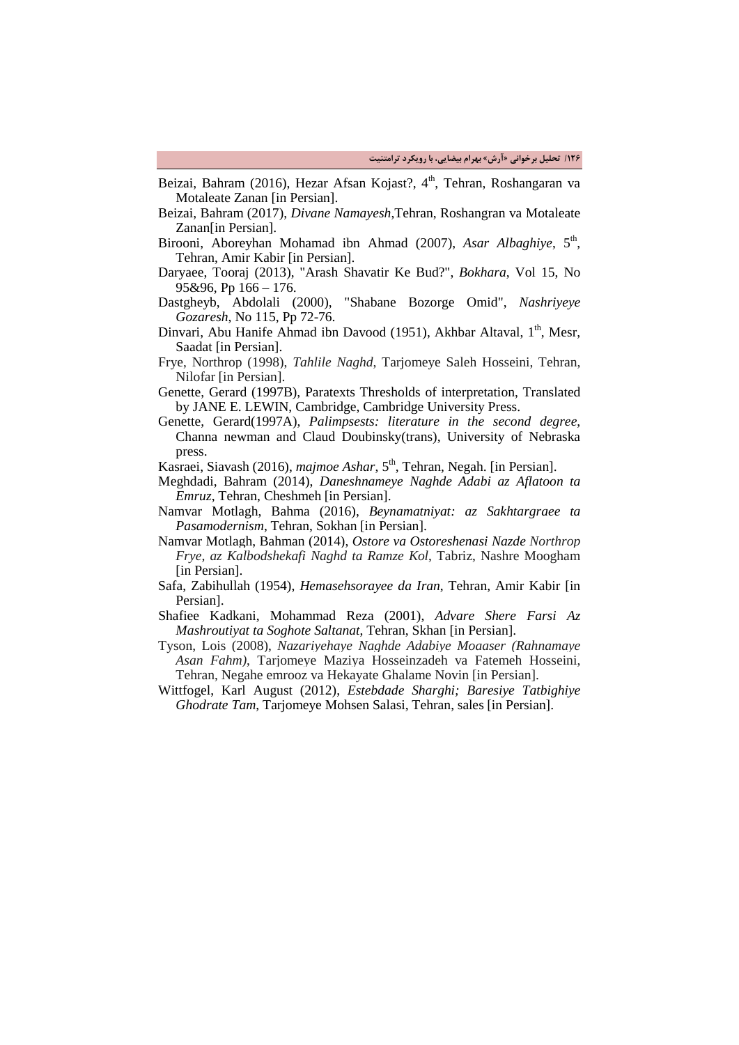Beizai, Bahram (2016), Hezar Afsan Kojast?, 4th, Tehran, Roshangaran va Motaleate Zanan [in Persian].

Beizai, Bahram (2017), *Divane Namayesh*,Tehran, Roshangran va Motaleate Zanan[in Persian].

Birooni, Aboreyhan Mohamad ibn Ahmad (2007), *Asar Albaghiye*, 5th, Tehran, Amir Kabir [in Persian].

Daryaee, Tooraj (2013), "Arash Shavatir Ke Bud?", *Bokhara*, Vol 15, No 95&96, Pp 166 – 176.

Dastgheyb, Abdolali (2000), "Shabane Bozorge Omid", *Nashriyeye Gozaresh*, No 115, Pp 72-76.

Dinvari, Abu Hanife Ahmad ibn Davood (1951), Akhbar Altaval, 1th, Mesr, Saadat [in Persian].

Frye, Northrop (1998), *Tahlile Naghd*, Tarjomeye Saleh Hosseini, Tehran, Nilofar [in Persian].

Genette, Gerard (1997B), Paratexts Thresholds of interpretation, Translated by JANE E. LEWIN, Cambridge, Cambridge University Press.

Genette, Gerard(1997A), *Palimpsests: literature in the second degree*, Channa newman and Claud Doubinsky(trans), University of Nebraska press.

Kasraei, Siavash (2016), *majmoe Ashar*, 5th, Tehran, Negah. [in Persian].

Meghdadi, Bahram (2014), *Daneshnameye Naghde Adabi az Aflatoon ta Emruz*, Tehran, Cheshmeh [in Persian].

Namvar Motlagh, Bahma (2016), *Beynamatniyat: az Sakhtargraee ta Pasamodernism*, Tehran, Sokhan [in Persian].

Namvar Motlagh, Bahman (2014), *Ostore va Ostoreshenasi Nazde Northrop Frye, az Kalbodshekafi Naghd ta Ramze Kol*, Tabriz, Nashre Moogham [in Persian].

Safa, Zabihullah (1954), *Hemasehsorayee da Iran*, Tehran, Amir Kabir [in Persian].

Shafiee Kadkani, Mohammad Reza (2001), *Advare Shere Farsi Az Mashroutiyat ta Soghote Saltanat*, Tehran, Skhan [in Persian].

Tyson, Lois (2008), *Nazariyehaye Naghde Adabiye Moaaser (Rahnamaye Asan Fahm)*, Tarjomeye Maziya Hosseinzadeh va Fatemeh Hosseini, Tehran, Negahe emrooz va Hekayate Ghalame Novin [in Persian].

Wittfogel, Karl August (2012), *Estebdade Sharghi; Baresiye Tatbighiye Ghodrate Tam*, Tarjomeye Mohsen Salasi, Tehran, sales [in Persian].